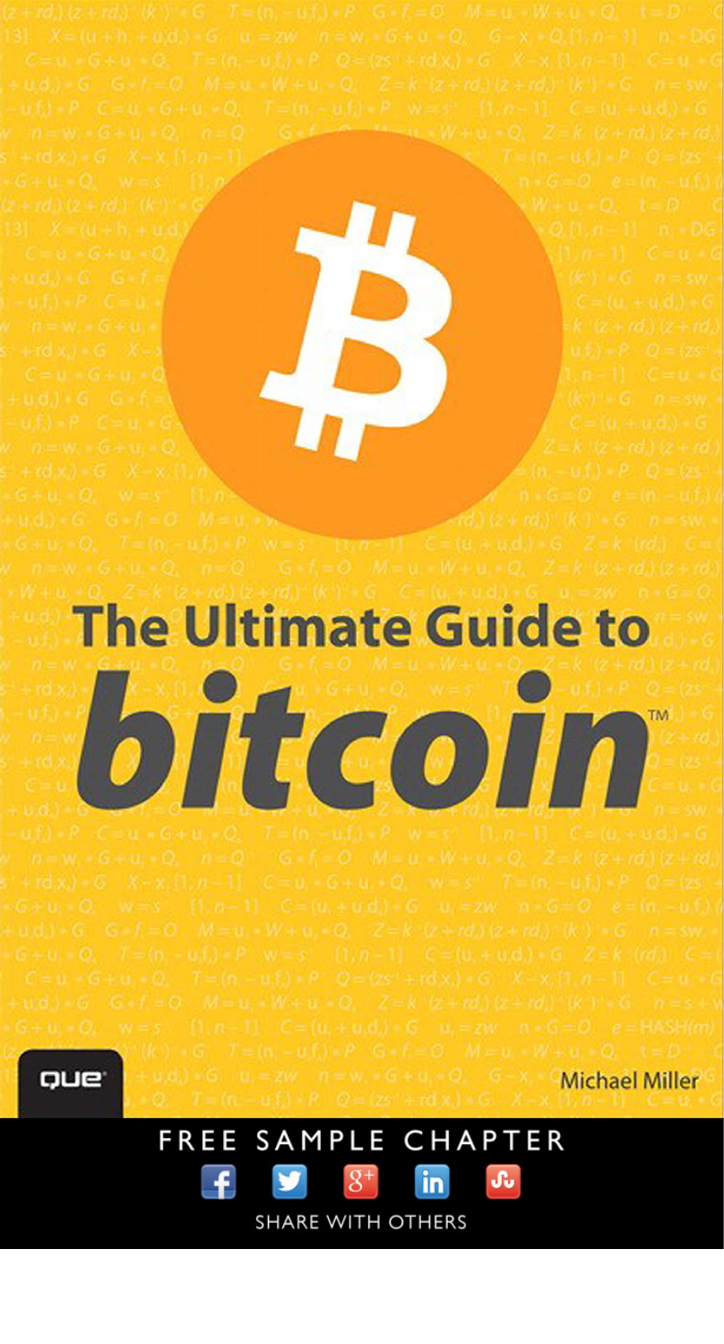# The Ultimate Guide to bitcoin™

Michael Miller

QUE

FREE SAMPLE CHAPTER

SHARE WITH OTHERS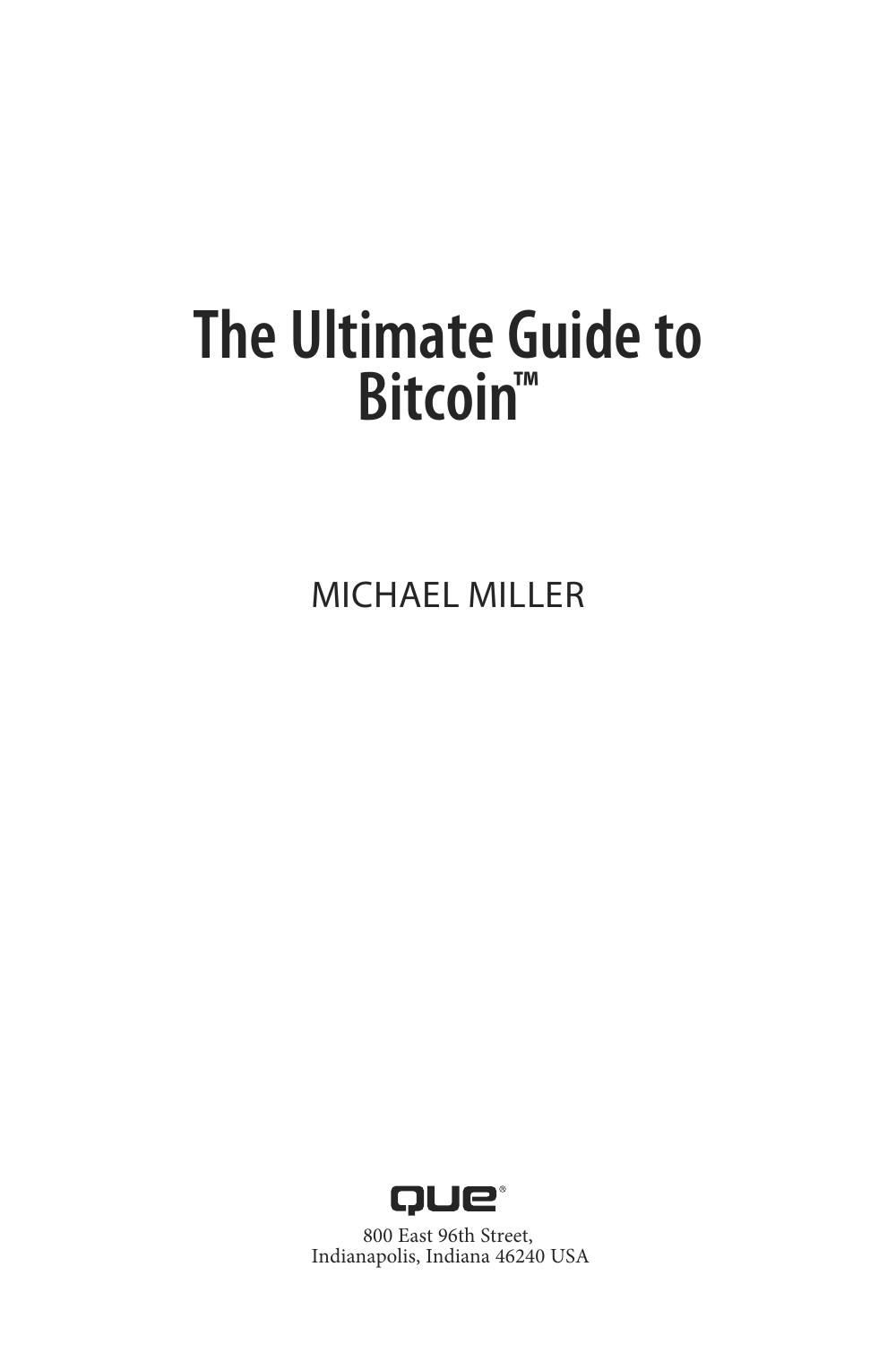# The Ultimate Guide to Bitcoin™

MICHAEL MILLER

que®

800 East 96th Street,
Indianapolis, Indiana 46240 USA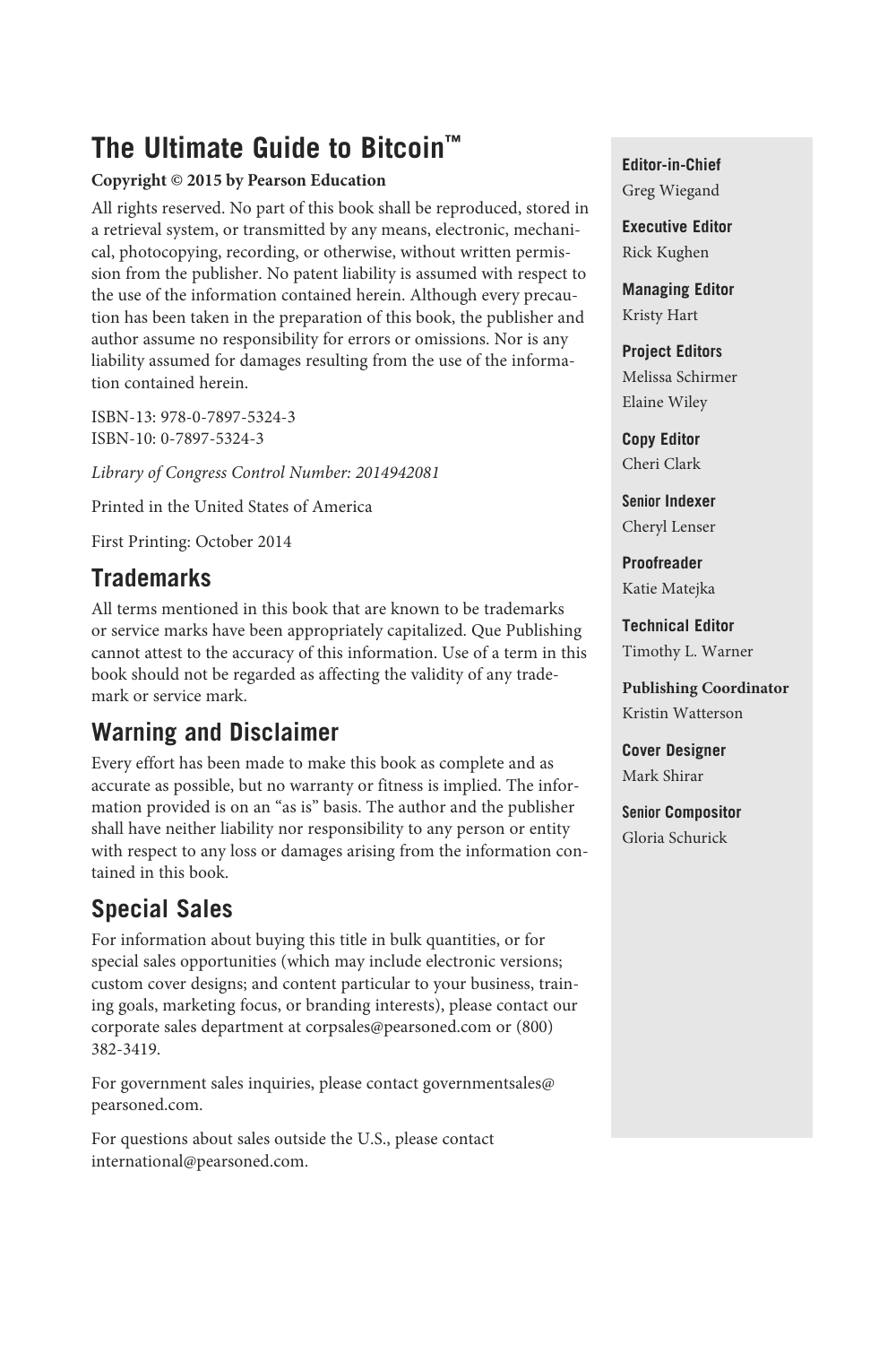# The Ultimate Guide to Bitcoin™

**Copyright © 2015 by Pearson Education**

All rights reserved. No part of this book shall be reproduced, stored in a retrieval system, or transmitted by any means, electronic, mechanical, photocopying, recording, or otherwise, without written permission from the publisher. No patent liability is assumed with respect to the use of the information contained herein. Although every precaution has been taken in the preparation of this book, the publisher and author assume no responsibility for errors or omissions. Nor is any liability assumed for damages resulting from the use of the information contained herein.

ISBN-13: 978-0-7897-5324-3
ISBN-10: 0-7897-5324-3

*Library of Congress Control Number: 2014942081*

Printed in the United States of America

First Printing: October 2014

## Trademarks

All terms mentioned in this book that are known to be trademarks or service marks have been appropriately capitalized. Que Publishing cannot attest to the accuracy of this information. Use of a term in this book should not be regarded as affecting the validity of any trademark or service mark.

## Warning and Disclaimer

Every effort has been made to make this book as complete and as accurate as possible, but no warranty or fitness is implied. The information provided is on an "as is" basis. The author and the publisher shall have neither liability nor responsibility to any person or entity with respect to any loss or damages arising from the information contained in this book.

## Special Sales

For information about buying this title in bulk quantities, or for special sales opportunities (which may include electronic versions; custom cover designs; and content particular to your business, training goals, marketing focus, or branding interests), please contact our corporate sales department at corpsales@pearsoned.com or (800) 382-3419.

For government sales inquiries, please contact governmentsales@pearsoned.com.

For questions about sales outside the U.S., please contact international@pearsoned.com.

**Editor-in-Chief**
Greg Wiegand

**Executive Editor**
Rick Kughen

**Managing Editor**
Kristy Hart

**Project Editors**
Melissa Schirmer
Elaine Wiley

**Copy Editor**
Cheri Clark

**Senior Indexer**
Cheryl Lenser

**Proofreader**
Katie Matejka

**Technical Editor**
Timothy L. Warner

**Publishing Coordinator**
Kristin Watterson

**Cover Designer**
Mark Shirar

**Senior Compositor**
Gloria Schurick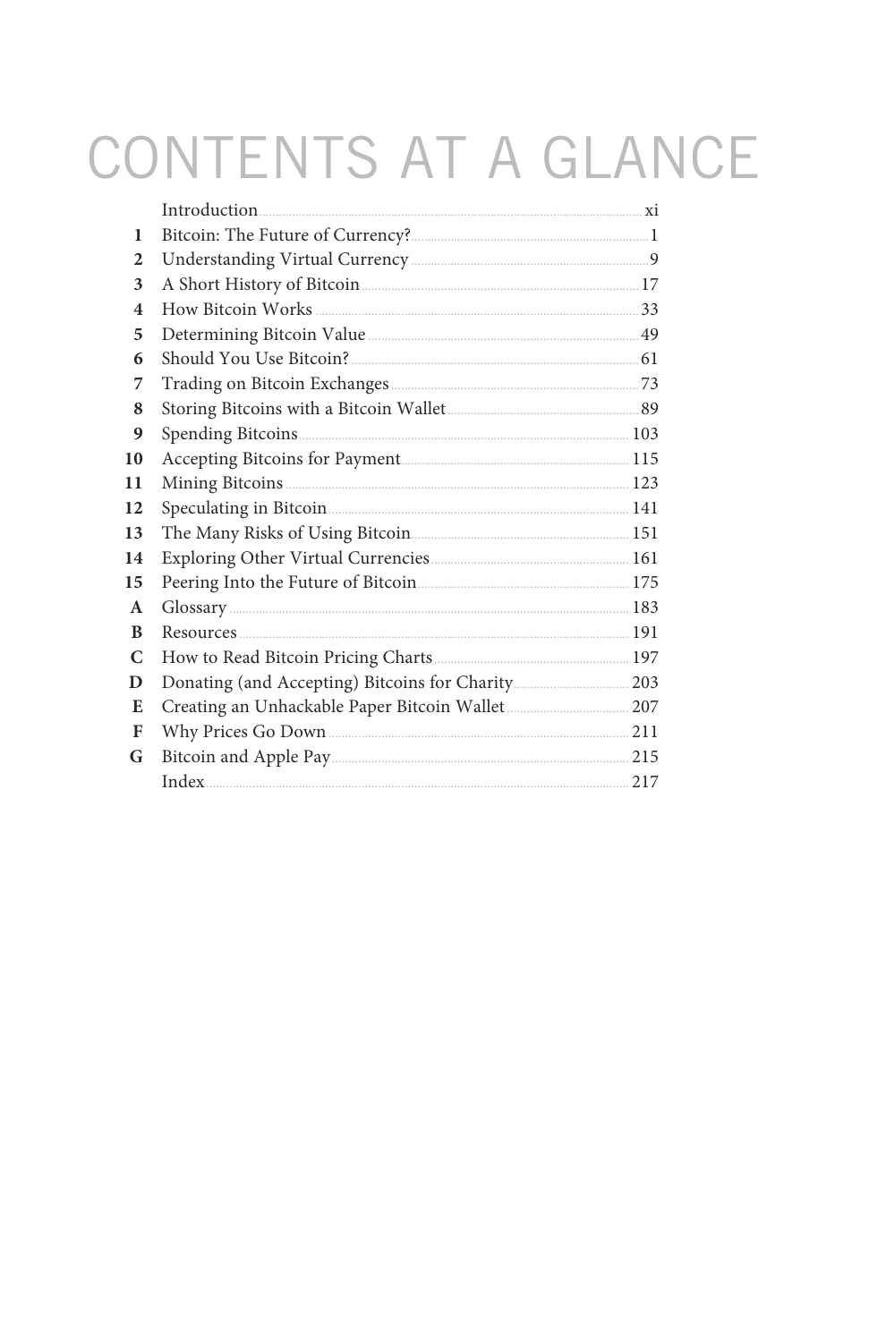# CONTENTS AT A GLANCE

| | | |
|---|---|---|
| | Introduction | xi |
| **1** | Bitcoin: The Future of Currency? | 1 |
| **2** | Understanding Virtual Currency | 9 |
| **3** | A Short History of Bitcoin | 17 |
| **4** | How Bitcoin Works | 33 |
| **5** | Determining Bitcoin Value | 49 |
| **6** | Should You Use Bitcoin? | 61 |
| **7** | Trading on Bitcoin Exchanges | 73 |
| **8** | Storing Bitcoins with a Bitcoin Wallet | 89 |
| **9** | Spending Bitcoins | 103 |
| **10** | Accepting Bitcoins for Payment | 115 |
| **11** | Mining Bitcoins | 123 |
| **12** | Speculating in Bitcoin | 141 |
| **13** | The Many Risks of Using Bitcoin | 151 |
| **14** | Exploring Other Virtual Currencies | 161 |
| **15** | Peering Into the Future of Bitcoin | 175 |
| **A** | Glossary | 183 |
| **B** | Resources | 191 |
| **C** | How to Read Bitcoin Pricing Charts | 197 |
| **D** | Donating (and Accepting) Bitcoins for Charity | 203 |
| **E** | Creating an Unhackable Paper Bitcoin Wallet | 207 |
| **F** | Why Prices Go Down | 211 |
| **G** | Bitcoin and Apple Pay | 215 |
| | Index | 217 |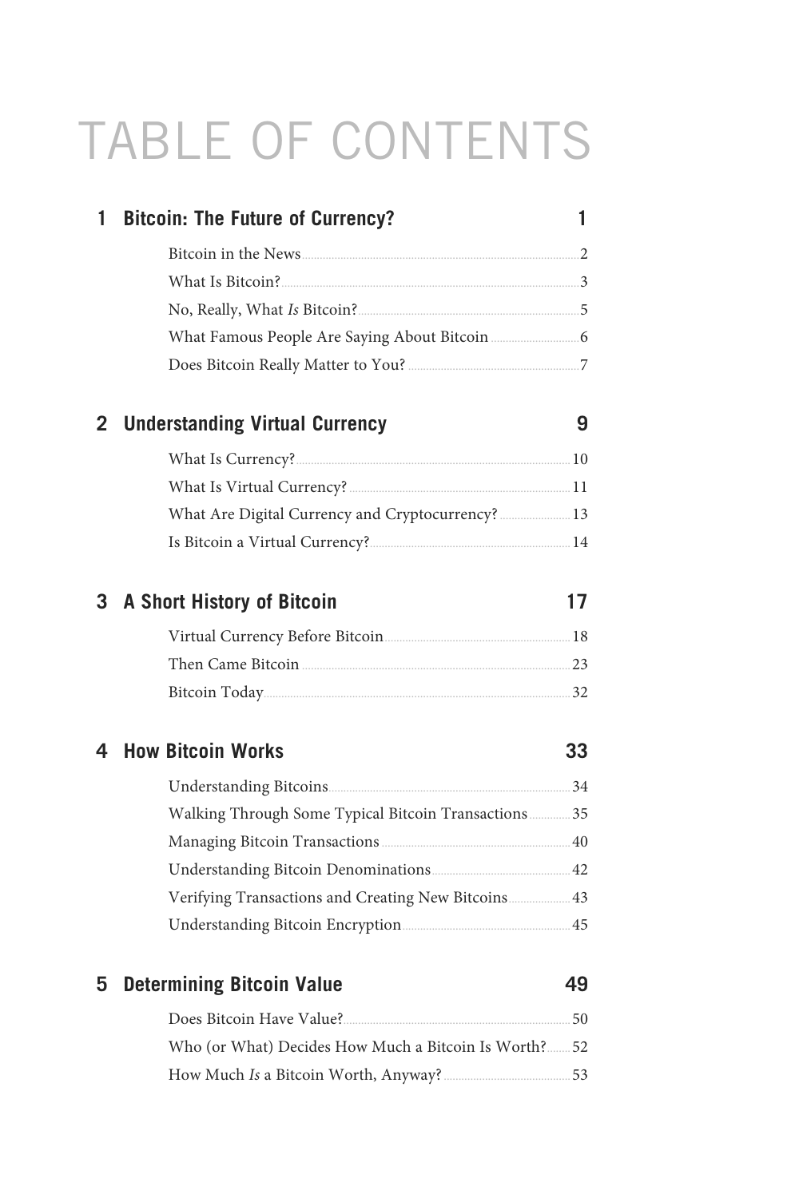# TABLE OF CONTENTS

## 1 Bitcoin: The Future of Currency? 1

- Bitcoin in the News 2
- What Is Bitcoin? 3
- No, Really, What *Is* Bitcoin? 5
- What Famous People Are Saying About Bitcoin 6
- Does Bitcoin Really Matter to You? 7

## 2 Understanding Virtual Currency 9

- What Is Currency? 10
- What Is Virtual Currency? 11
- What Are Digital Currency and Cryptocurrency? 13
- Is Bitcoin a Virtual Currency? 14

## 3 A Short History of Bitcoin 17

- Virtual Currency Before Bitcoin 18
- Then Came Bitcoin 23
- Bitcoin Today 32

## 4 How Bitcoin Works 33

- Understanding Bitcoins 34
- Walking Through Some Typical Bitcoin Transactions 35
- Managing Bitcoin Transactions 40
- Understanding Bitcoin Denominations 42
- Verifying Transactions and Creating New Bitcoins 43
- Understanding Bitcoin Encryption 45

## 5 Determining Bitcoin Value 49

- Does Bitcoin Have Value? 50
- Who (or What) Decides How Much a Bitcoin Is Worth? 52
- How Much *Is* a Bitcoin Worth, Anyway? 53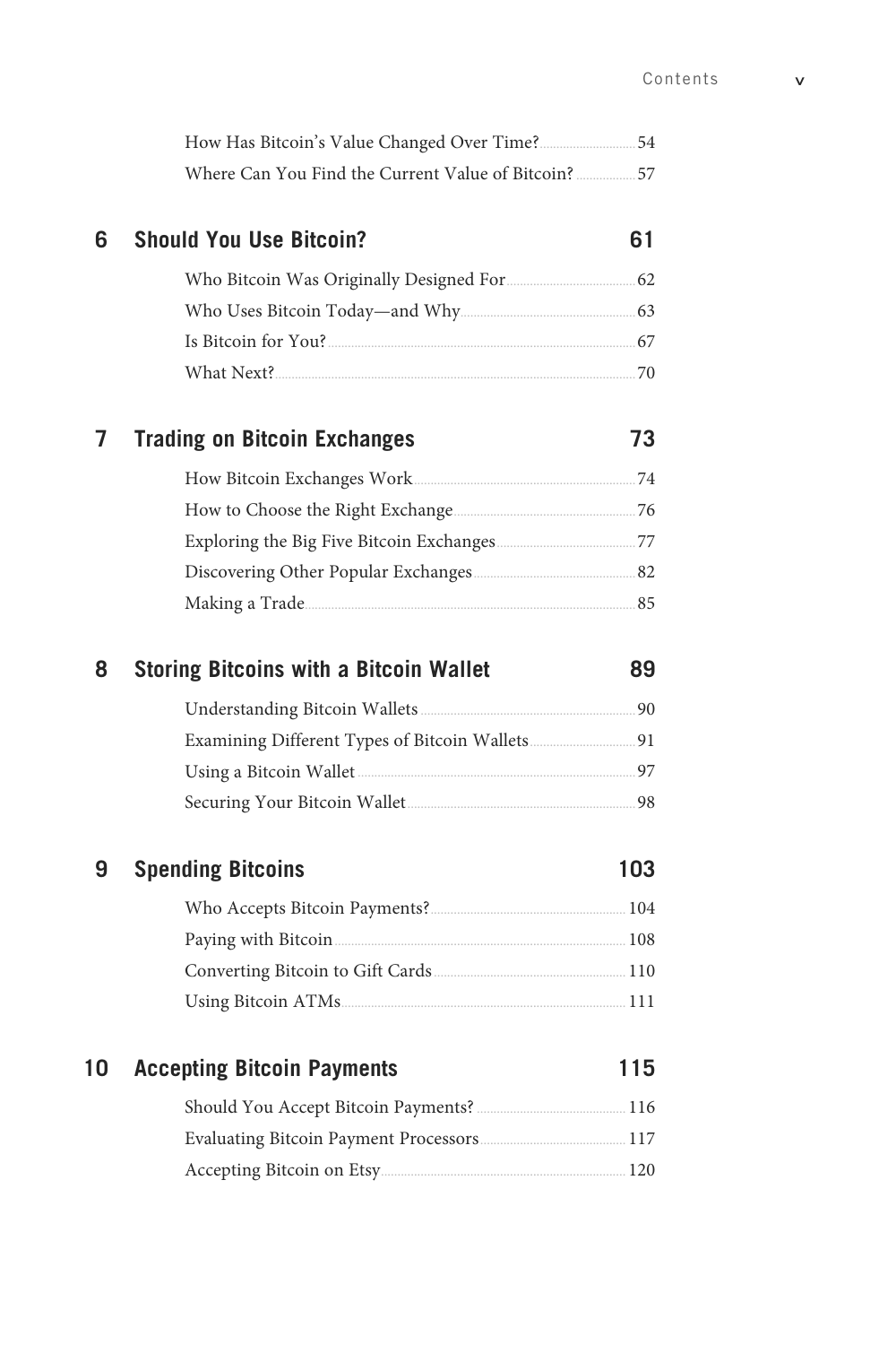How Has Bitcoin's Value Changed Over Time? 54
Where Can You Find the Current Value of Bitcoin? 57

## 6 Should You Use Bitcoin? 61

Who Bitcoin Was Originally Designed For 62
Who Uses Bitcoin Today—and Why 63
Is Bitcoin for You? 67
What Next? 70

## 7 Trading on Bitcoin Exchanges 73

How Bitcoin Exchanges Work 74
How to Choose the Right Exchange 76
Exploring the Big Five Bitcoin Exchanges 77
Discovering Other Popular Exchanges 82
Making a Trade 85

## 8 Storing Bitcoins with a Bitcoin Wallet 89

Understanding Bitcoin Wallets 90
Examining Different Types of Bitcoin Wallets 91
Using a Bitcoin Wallet 97
Securing Your Bitcoin Wallet 98

## 9 Spending Bitcoins 103

Who Accepts Bitcoin Payments? 104
Paying with Bitcoin 108
Converting Bitcoin to Gift Cards 110
Using Bitcoin ATMs 111

## 10 Accepting Bitcoin Payments 115

Should You Accept Bitcoin Payments? 116
Evaluating Bitcoin Payment Processors 117
Accepting Bitcoin on Etsy 120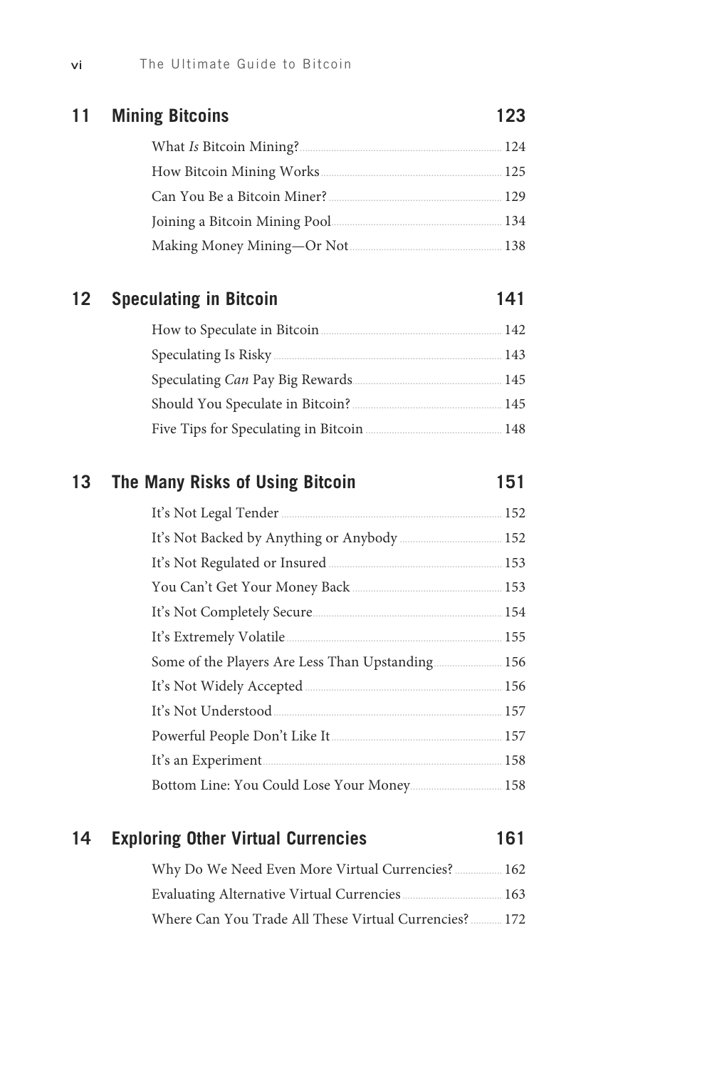## 11 Mining Bitcoins 123

- What *Is* Bitcoin Mining? 124
- How Bitcoin Mining Works 125
- Can You Be a Bitcoin Miner? 129
- Joining a Bitcoin Mining Pool 134
- Making Money Mining—Or Not 138

## 12 Speculating in Bitcoin 141

- How to Speculate in Bitcoin 142
- Speculating Is Risky 143
- Speculating *Can* Pay Big Rewards 145
- Should You Speculate in Bitcoin? 145
- Five Tips for Speculating in Bitcoin 148

## 13 The Many Risks of Using Bitcoin 151

- It's Not Legal Tender 152
- It's Not Backed by Anything or Anybody 152
- It's Not Regulated or Insured 153
- You Can't Get Your Money Back 153
- It's Not Completely Secure 154
- It's Extremely Volatile 155
- Some of the Players Are Less Than Upstanding 156
- It's Not Widely Accepted 156
- It's Not Understood 157
- Powerful People Don't Like It 157
- It's an Experiment 158
- Bottom Line: You Could Lose Your Money 158

## 14 Exploring Other Virtual Currencies 161

- Why Do We Need Even More Virtual Currencies? 162
- Evaluating Alternative Virtual Currencies 163
- Where Can You Trade All These Virtual Currencies? 172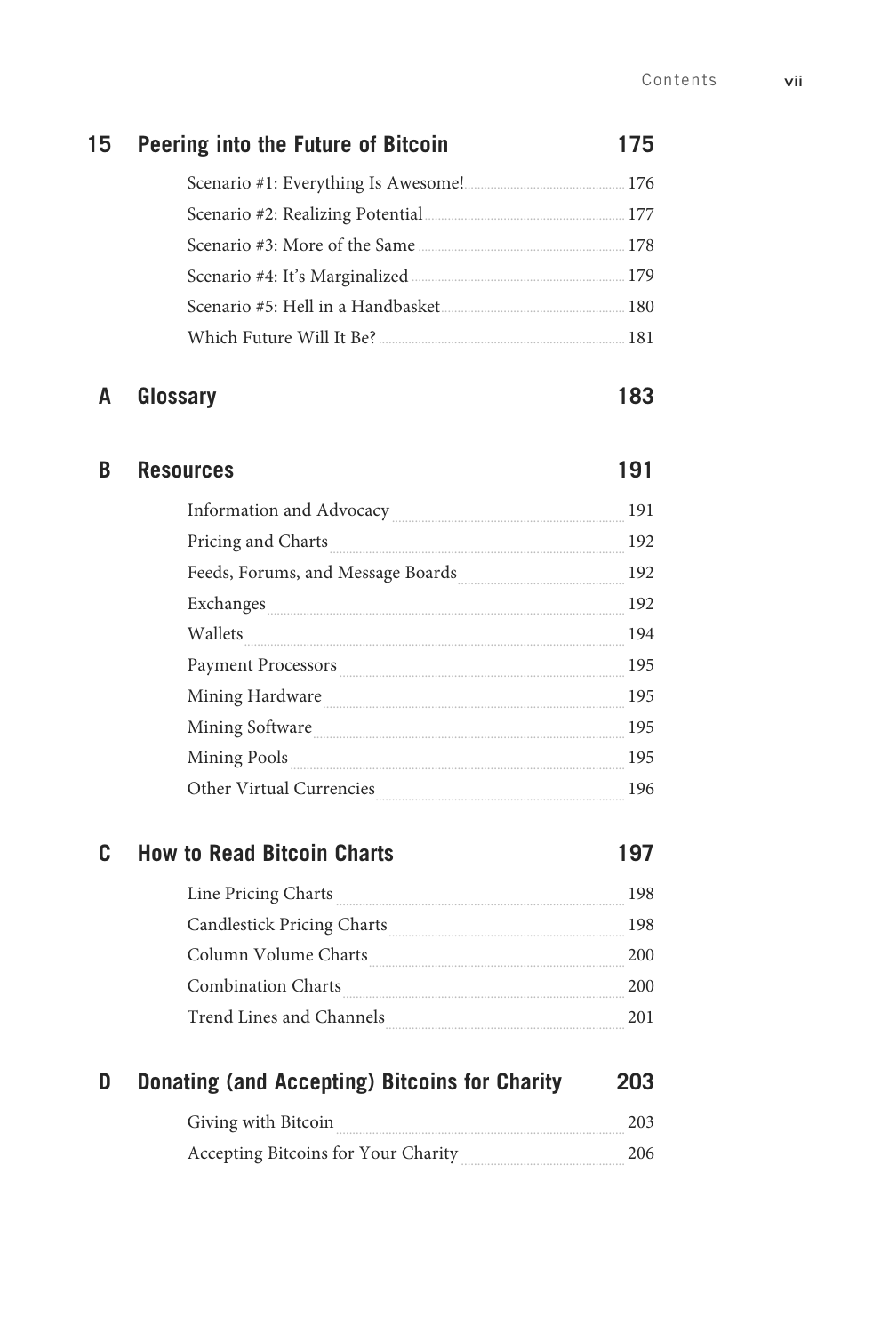## 15 Peering into the Future of Bitcoin — 175

- Scenario #1: Everything Is Awesome! — 176
- Scenario #2: Realizing Potential — 177
- Scenario #3: More of the Same — 178
- Scenario #4: It's Marginalized — 179
- Scenario #5: Hell in a Handbasket — 180
- Which Future Will It Be? — 181

## A Glossary — 183

## B Resources — 191

- Information and Advocacy — 191
- Pricing and Charts — 192
- Feeds, Forums, and Message Boards — 192
- Exchanges — 192
- Wallets — 194
- Payment Processors — 195
- Mining Hardware — 195
- Mining Software — 195
- Mining Pools — 195
- Other Virtual Currencies — 196

## C How to Read Bitcoin Charts — 197

- Line Pricing Charts — 198
- Candlestick Pricing Charts — 198
- Column Volume Charts — 200
- Combination Charts — 200
- Trend Lines and Channels — 201

## D Donating (and Accepting) Bitcoins for Charity — 203

- Giving with Bitcoin — 203
- Accepting Bitcoins for Your Charity — 206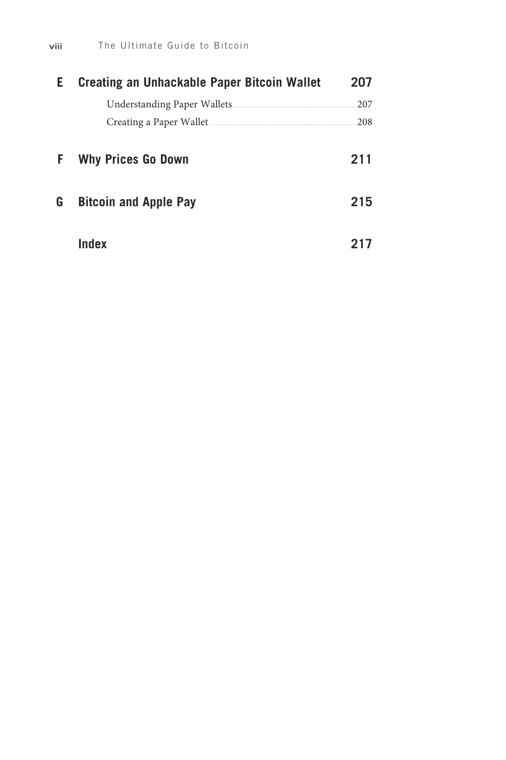**E Creating an Unhackable Paper Bitcoin Wallet** 207

- Understanding Paper Wallets 207
- Creating a Paper Wallet 208

**F Why Prices Go Down** 211

**G Bitcoin and Apple Pay** 215

**Index** 217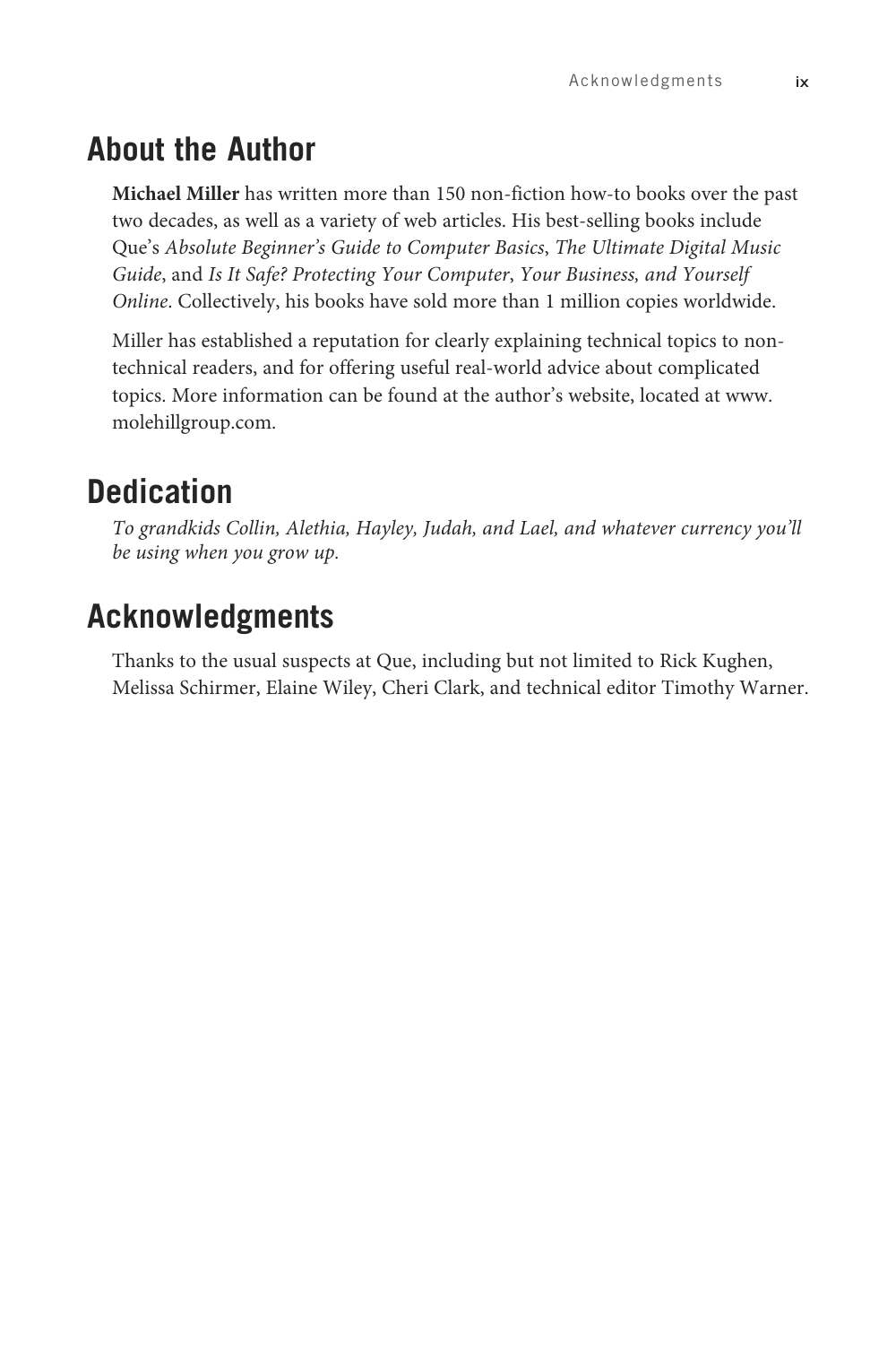## About the Author

**Michael Miller** has written more than 150 non-fiction how-to books over the past two decades, as well as a variety of web articles. His best-selling books include Que's *Absolute Beginner's Guide to Computer Basics*, *The Ultimate Digital Music Guide*, and *Is It Safe? Protecting Your Computer, Your Business, and Yourself Online*. Collectively, his books have sold more than 1 million copies worldwide.

Miller has established a reputation for clearly explaining technical topics to non-technical readers, and for offering useful real-world advice about complicated topics. More information can be found at the author's website, located at www.molehillgroup.com.

## Dedication

*To grandkids Collin, Alethia, Hayley, Judah, and Lael, and whatever currency you'll be using when you grow up.*

## Acknowledgments

Thanks to the usual suspects at Que, including but not limited to Rick Kughen, Melissa Schirmer, Elaine Wiley, Cheri Clark, and technical editor Timothy Warner.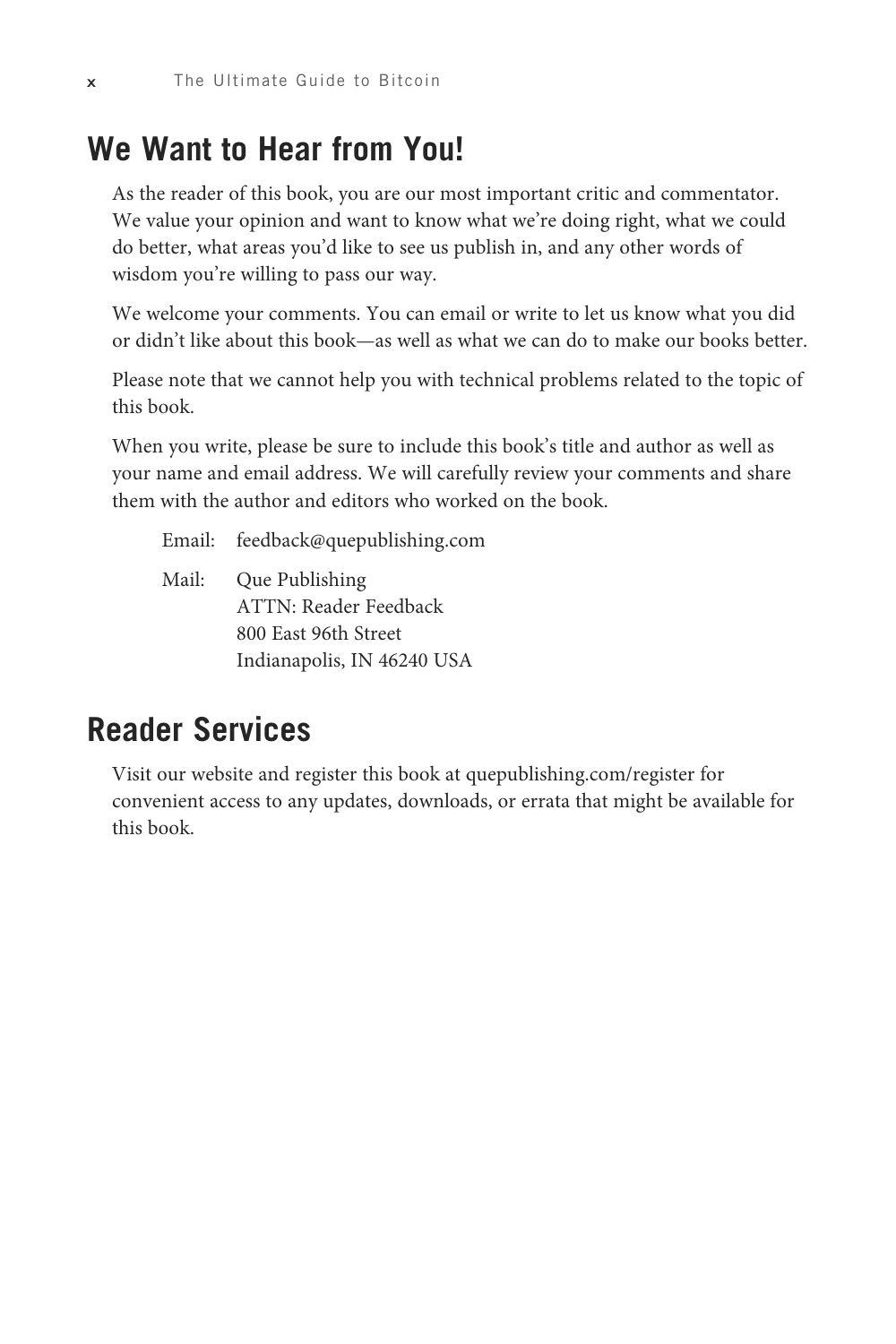## We Want to Hear from You!

As the reader of this book, you are our most important critic and commentator. We value your opinion and want to know what we're doing right, what we could do better, what areas you'd like to see us publish in, and any other words of wisdom you're willing to pass our way.

We welcome your comments. You can email or write to let us know what you did or didn't like about this book—as well as what we can do to make our books better.

Please note that we cannot help you with technical problems related to the topic of this book.

When you write, please be sure to include this book's title and author as well as your name and email address. We will carefully review your comments and share them with the author and editors who worked on the book.

Email: feedback@quepublishing.com

Mail: Que Publishing
ATTN: Reader Feedback
800 East 96th Street
Indianapolis, IN 46240 USA

## Reader Services

Visit our website and register this book at quepublishing.com/register for convenient access to any updates, downloads, or errata that might be available for this book.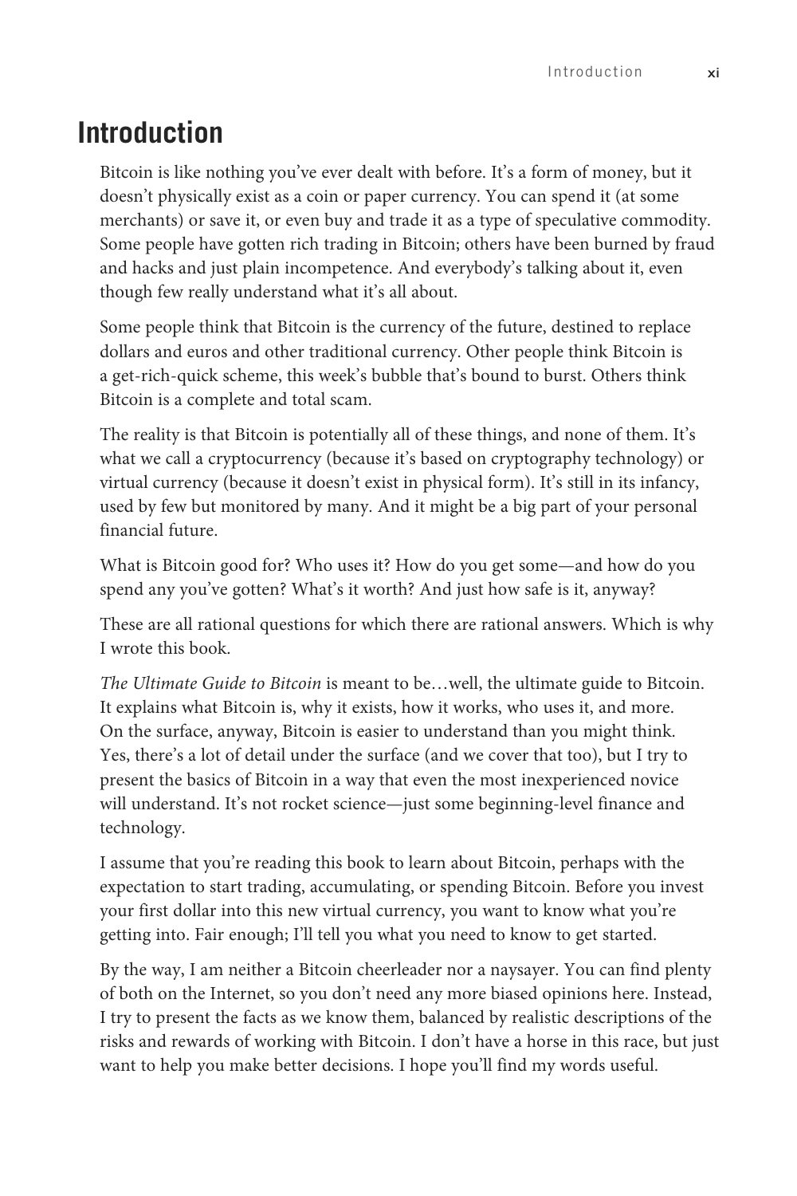# Introduction

Bitcoin is like nothing you've ever dealt with before. It's a form of money, but it doesn't physically exist as a coin or paper currency. You can spend it (at some merchants) or save it, or even buy and trade it as a type of speculative commodity. Some people have gotten rich trading in Bitcoin; others have been burned by fraud and hacks and just plain incompetence. And everybody's talking about it, even though few really understand what it's all about.

Some people think that Bitcoin is the currency of the future, destined to replace dollars and euros and other traditional currency. Other people think Bitcoin is a get-rich-quick scheme, this week's bubble that's bound to burst. Others think Bitcoin is a complete and total scam.

The reality is that Bitcoin is potentially all of these things, and none of them. It's what we call a cryptocurrency (because it's based on cryptography technology) or virtual currency (because it doesn't exist in physical form). It's still in its infancy, used by few but monitored by many. And it might be a big part of your personal financial future.

What is Bitcoin good for? Who uses it? How do you get some—and how do you spend any you've gotten? What's it worth? And just how safe is it, anyway?

These are all rational questions for which there are rational answers. Which is why I wrote this book.

*The Ultimate Guide to Bitcoin* is meant to be…well, the ultimate guide to Bitcoin. It explains what Bitcoin is, why it exists, how it works, who uses it, and more. On the surface, anyway, Bitcoin is easier to understand than you might think. Yes, there's a lot of detail under the surface (and we cover that too), but I try to present the basics of Bitcoin in a way that even the most inexperienced novice will understand. It's not rocket science—just some beginning-level finance and technology.

I assume that you're reading this book to learn about Bitcoin, perhaps with the expectation to start trading, accumulating, or spending Bitcoin. Before you invest your first dollar into this new virtual currency, you want to know what you're getting into. Fair enough; I'll tell you what you need to know to get started.

By the way, I am neither a Bitcoin cheerleader nor a naysayer. You can find plenty of both on the Internet, so you don't need any more biased opinions here. Instead, I try to present the facts as we know them, balanced by realistic descriptions of the risks and rewards of working with Bitcoin. I don't have a horse in this race, but just want to help you make better decisions. I hope you'll find my words useful.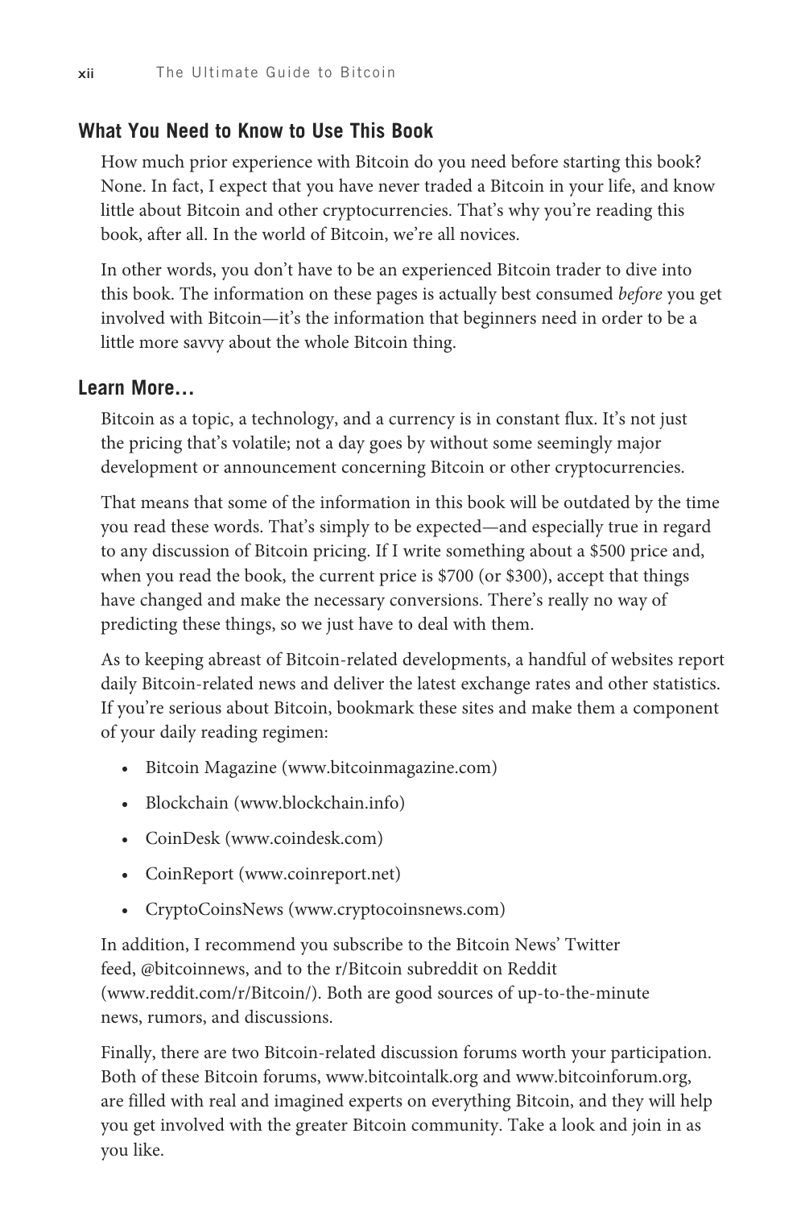## What You Need to Know to Use This Book

How much prior experience with Bitcoin do you need before starting this book? None. In fact, I expect that you have never traded a Bitcoin in your life, and know little about Bitcoin and other cryptocurrencies. That's why you're reading this book, after all. In the world of Bitcoin, we're all novices.

In other words, you don't have to be an experienced Bitcoin trader to dive into this book. The information on these pages is actually best consumed *before* you get involved with Bitcoin—it's the information that beginners need in order to be a little more savvy about the whole Bitcoin thing.

## Learn More…

Bitcoin as a topic, a technology, and a currency is in constant flux. It's not just the pricing that's volatile; not a day goes by without some seemingly major development or announcement concerning Bitcoin or other cryptocurrencies.

That means that some of the information in this book will be outdated by the time you read these words. That's simply to be expected—and especially true in regard to any discussion of Bitcoin pricing. If I write something about a $500 price and, when you read the book, the current price is $700 (or $300), accept that things have changed and make the necessary conversions. There's really no way of predicting these things, so we just have to deal with them.

As to keeping abreast of Bitcoin-related developments, a handful of websites report daily Bitcoin-related news and deliver the latest exchange rates and other statistics. If you're serious about Bitcoin, bookmark these sites and make them a component of your daily reading regimen:

- Bitcoin Magazine (www.bitcoinmagazine.com)
- Blockchain (www.blockchain.info)
- CoinDesk (www.coindesk.com)
- CoinReport (www.coinreport.net)
- CryptoCoinsNews (www.cryptocoinsnews.com)

In addition, I recommend you subscribe to the Bitcoin News' Twitter feed, @bitcoinnews, and to the r/Bitcoin subreddit on Reddit (www.reddit.com/r/Bitcoin/). Both are good sources of up-to-the-minute news, rumors, and discussions.

Finally, there are two Bitcoin-related discussion forums worth your participation. Both of these Bitcoin forums, www.bitcointalk.org and www.bitcoinforum.org, are filled with real and imagined experts on everything Bitcoin, and they will help you get involved with the greater Bitcoin community. Take a look and join in as you like.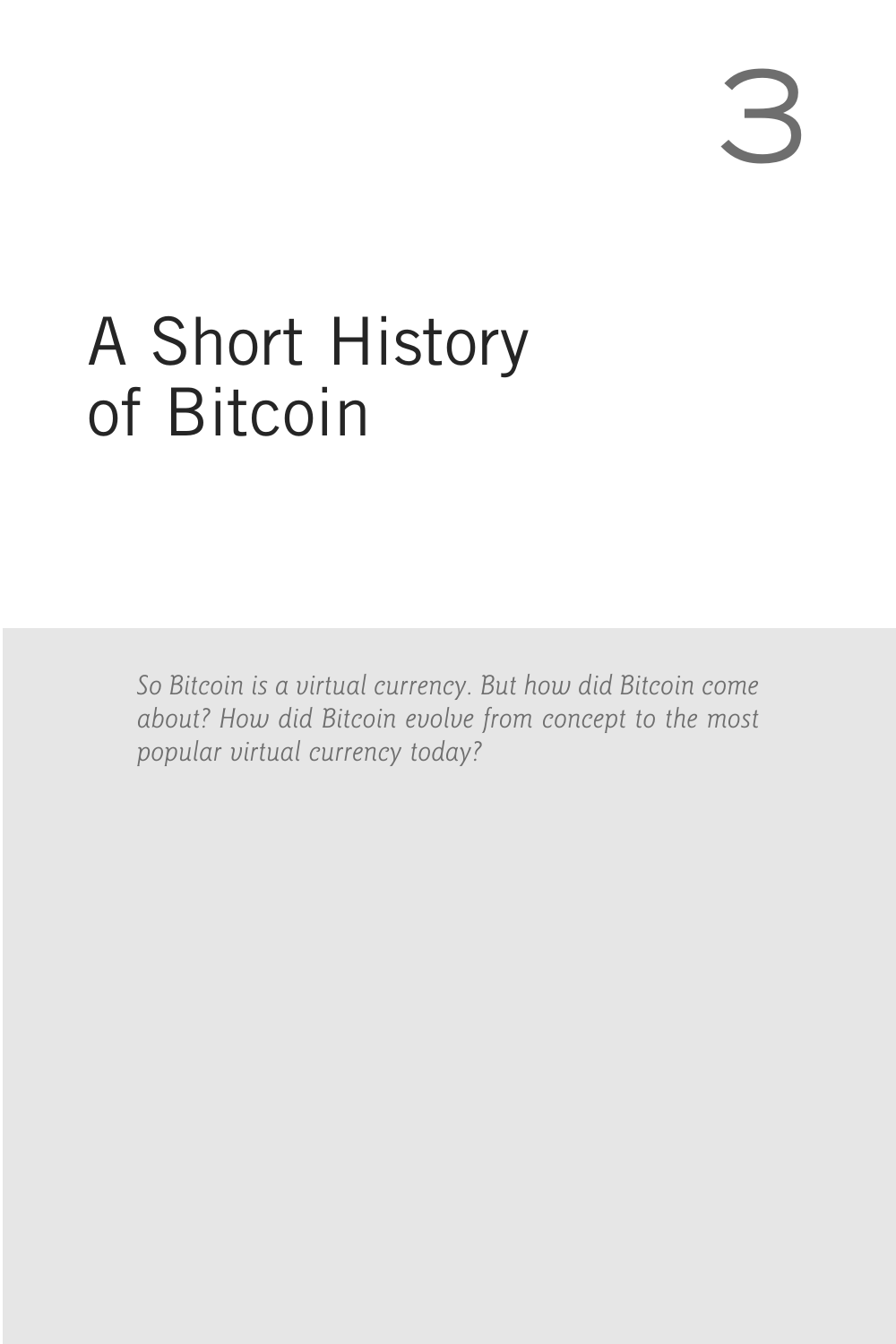3

# A Short History of Bitcoin

*So Bitcoin is a virtual currency. But how did Bitcoin come about? How did Bitcoin evolve from concept to the most popular virtual currency today?*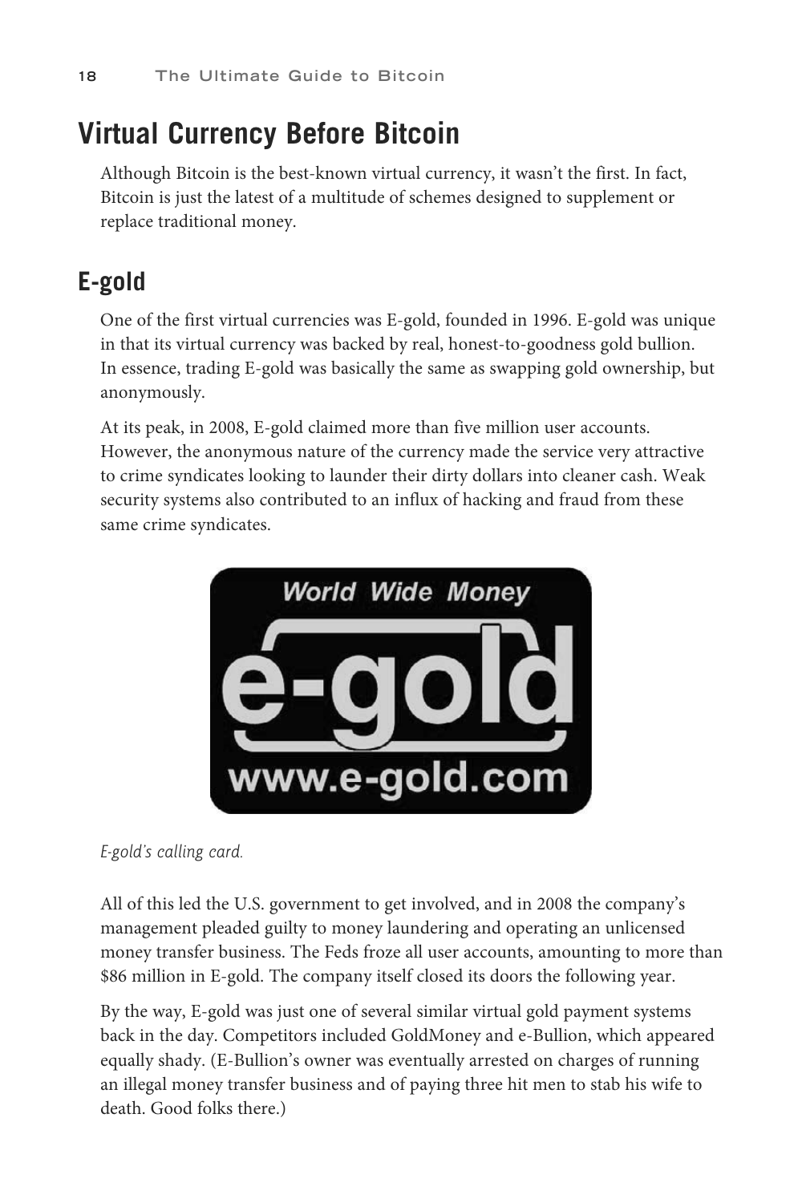## Virtual Currency Before Bitcoin

Although Bitcoin is the best-known virtual currency, it wasn't the first. In fact, Bitcoin is just the latest of a multitude of schemes designed to supplement or replace traditional money.

### E-gold

One of the first virtual currencies was E-gold, founded in 1996. E-gold was unique in that its virtual currency was backed by real, honest-to-goodness gold bullion. In essence, trading E-gold was basically the same as swapping gold ownership, but anonymously.

At its peak, in 2008, E-gold claimed more than five million user accounts. However, the anonymous nature of the currency made the service very attractive to crime syndicates looking to launder their dirty dollars into cleaner cash. Weak security systems also contributed to an influx of hacking and fraud from these same crime syndicates.

*E-gold's calling card.*

All of this led the U.S. government to get involved, and in 2008 the company's management pleaded guilty to money laundering and operating an unlicensed money transfer business. The Feds froze all user accounts, amounting to more than $86 million in E-gold. The company itself closed its doors the following year.

By the way, E-gold was just one of several similar virtual gold payment systems back in the day. Competitors included GoldMoney and e-Bullion, which appeared equally shady. (E-Bullion's owner was eventually arrested on charges of running an illegal money transfer business and of paying three hit men to stab his wife to death. Good folks there.)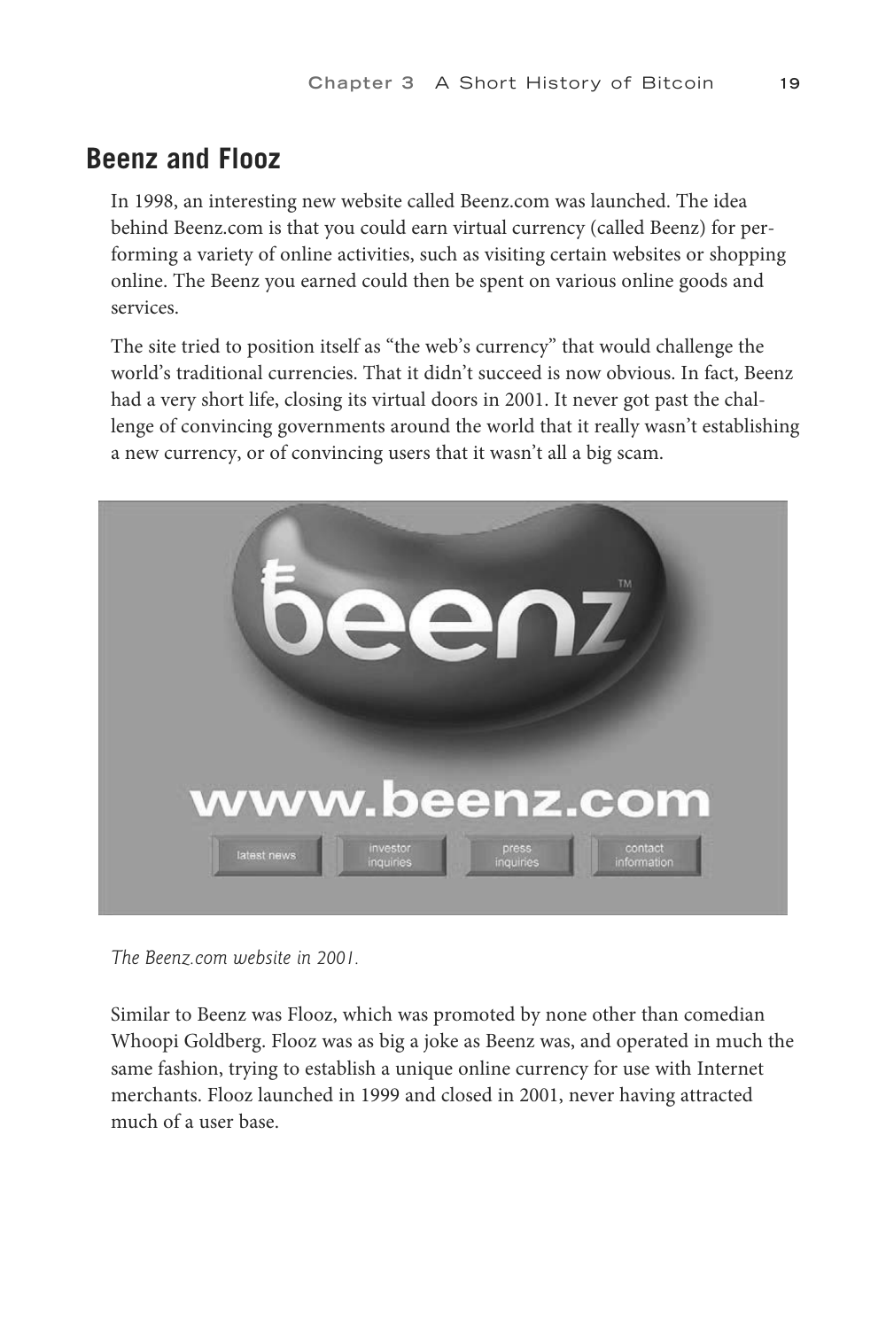## Beenz and Flooz

In 1998, an interesting new website called Beenz.com was launched. The idea behind Beenz.com is that you could earn virtual currency (called Beenz) for performing a variety of online activities, such as visiting certain websites or shopping online. The Beenz you earned could then be spent on various online goods and services.

The site tried to position itself as "the web's currency" that would challenge the world's traditional currencies. That it didn't succeed is now obvious. In fact, Beenz had a very short life, closing its virtual doors in 2001. It never got past the challenge of convincing governments around the world that it really wasn't establishing a new currency, or of convincing users that it wasn't all a big scam.

*The Beenz.com website in 2001.*

Similar to Beenz was Flooz, which was promoted by none other than comedian Whoopi Goldberg. Flooz was as big a joke as Beenz was, and operated in much the same fashion, trying to establish a unique online currency for use with Internet merchants. Flooz launched in 1999 and closed in 2001, never having attracted much of a user base.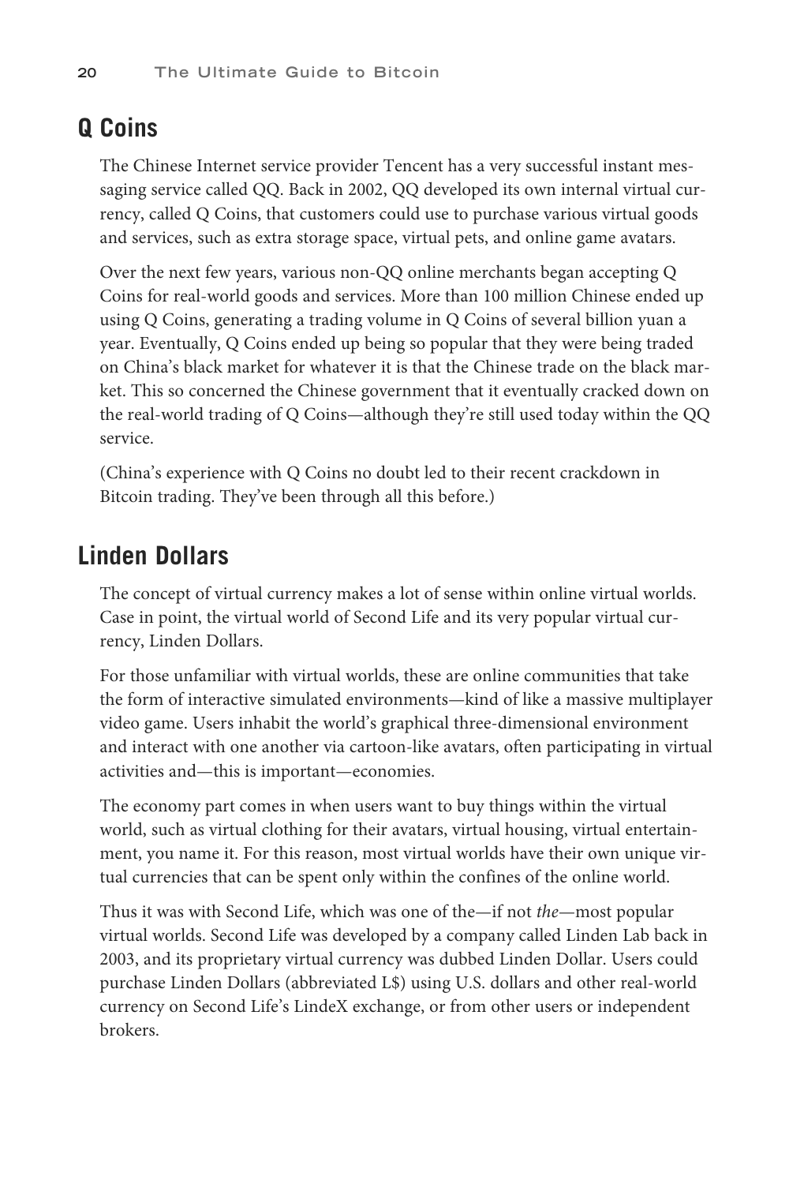## Q Coins

The Chinese Internet service provider Tencent has a very successful instant messaging service called QQ. Back in 2002, QQ developed its own internal virtual currency, called Q Coins, that customers could use to purchase various virtual goods and services, such as extra storage space, virtual pets, and online game avatars.

Over the next few years, various non-QQ online merchants began accepting Q Coins for real-world goods and services. More than 100 million Chinese ended up using Q Coins, generating a trading volume in Q Coins of several billion yuan a year. Eventually, Q Coins ended up being so popular that they were being traded on China's black market for whatever it is that the Chinese trade on the black market. This so concerned the Chinese government that it eventually cracked down on the real-world trading of Q Coins—although they're still used today within the QQ service.

(China's experience with Q Coins no doubt led to their recent crackdown in Bitcoin trading. They've been through all this before.)

## Linden Dollars

The concept of virtual currency makes a lot of sense within online virtual worlds. Case in point, the virtual world of Second Life and its very popular virtual currency, Linden Dollars.

For those unfamiliar with virtual worlds, these are online communities that take the form of interactive simulated environments—kind of like a massive multiplayer video game. Users inhabit the world's graphical three-dimensional environment and interact with one another via cartoon-like avatars, often participating in virtual activities and—this is important—economies.

The economy part comes in when users want to buy things within the virtual world, such as virtual clothing for their avatars, virtual housing, virtual entertainment, you name it. For this reason, most virtual worlds have their own unique virtual currencies that can be spent only within the confines of the online world.

Thus it was with Second Life, which was one of the—if not *the*—most popular virtual worlds. Second Life was developed by a company called Linden Lab back in 2003, and its proprietary virtual currency was dubbed Linden Dollar. Users could purchase Linden Dollars (abbreviated L$) using U.S. dollars and other real-world currency on Second Life's LindeX exchange, or from other users or independent brokers.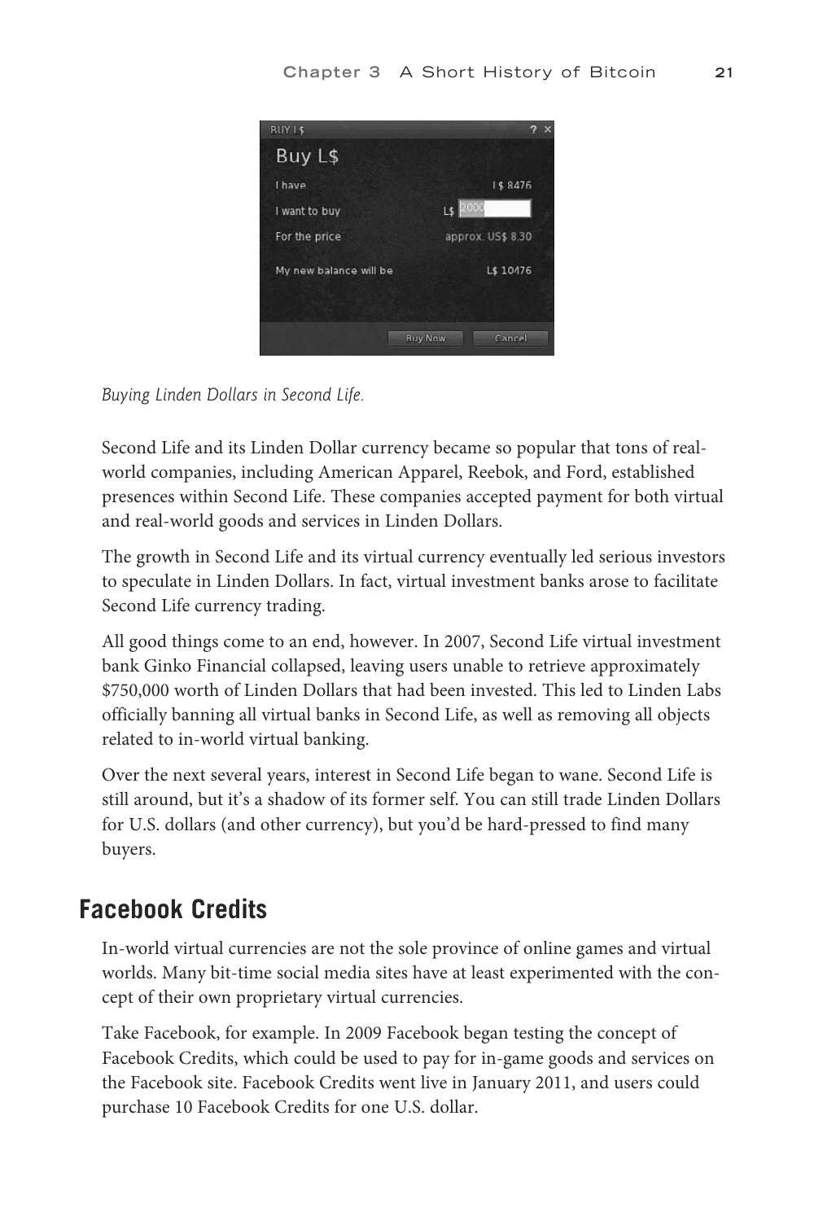*Buying Linden Dollars in Second Life.*

Second Life and its Linden Dollar currency became so popular that tons of real-world companies, including American Apparel, Reebok, and Ford, established presences within Second Life. These companies accepted payment for both virtual and real-world goods and services in Linden Dollars.

The growth in Second Life and its virtual currency eventually led serious investors to speculate in Linden Dollars. In fact, virtual investment banks arose to facilitate Second Life currency trading.

All good things come to an end, however. In 2007, Second Life virtual investment bank Ginko Financial collapsed, leaving users unable to retrieve approximately $750,000 worth of Linden Dollars that had been invested. This led to Linden Labs officially banning all virtual banks in Second Life, as well as removing all objects related to in-world virtual banking.

Over the next several years, interest in Second Life began to wane. Second Life is still around, but it's a shadow of its former self. You can still trade Linden Dollars for U.S. dollars (and other currency), but you'd be hard-pressed to find many buyers.

## Facebook Credits

In-world virtual currencies are not the sole province of online games and virtual worlds. Many bit-time social media sites have at least experimented with the concept of their own proprietary virtual currencies.

Take Facebook, for example. In 2009 Facebook began testing the concept of Facebook Credits, which could be used to pay for in-game goods and services on the Facebook site. Facebook Credits went live in January 2011, and users could purchase 10 Facebook Credits for one U.S. dollar.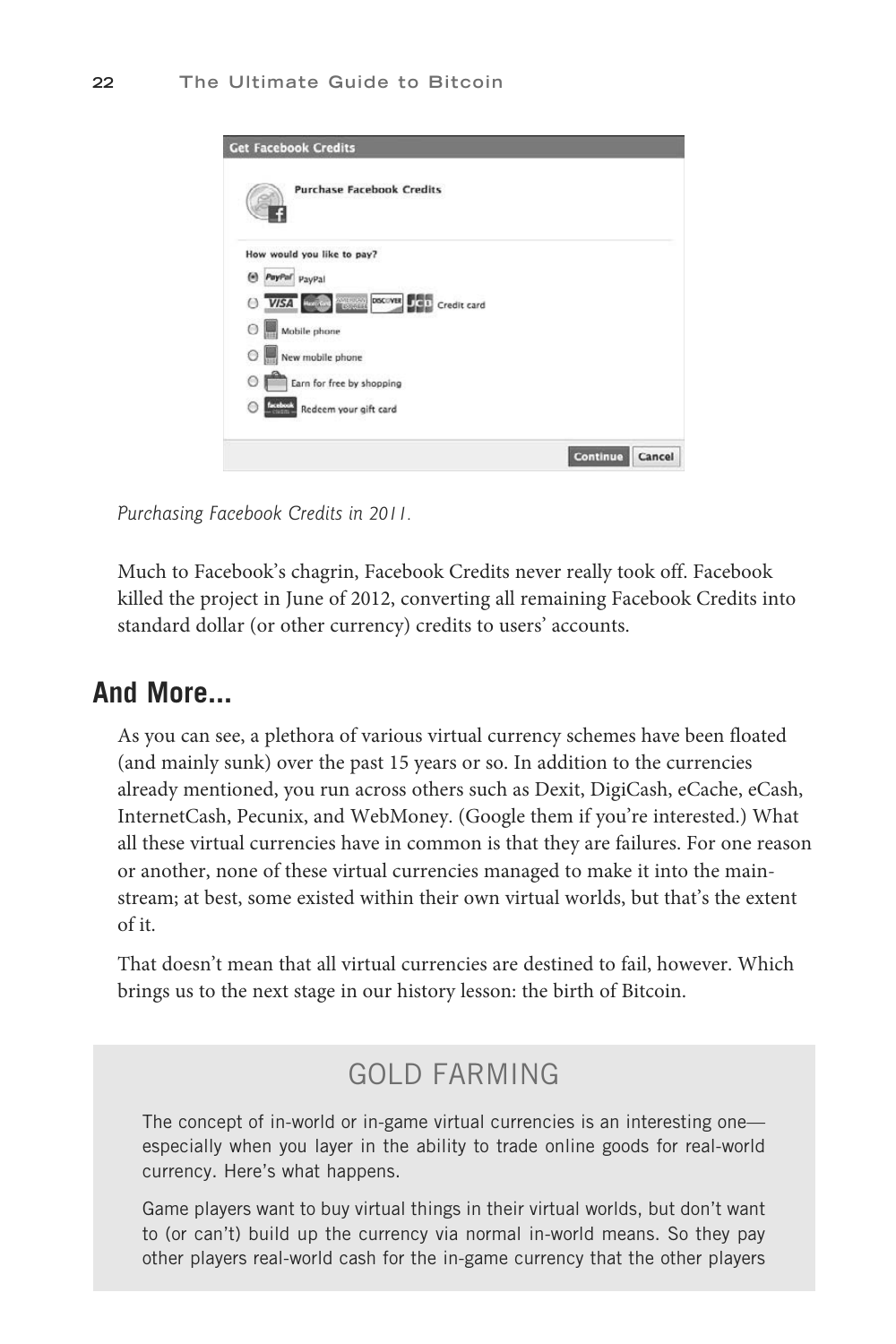*Purchasing Facebook Credits in 2011.*

Much to Facebook's chagrin, Facebook Credits never really took off. Facebook killed the project in June of 2012, converting all remaining Facebook Credits into standard dollar (or other currency) credits to users' accounts.

## And More...

As you can see, a plethora of various virtual currency schemes have been floated (and mainly sunk) over the past 15 years or so. In addition to the currencies already mentioned, you run across others such as Dexit, DigiCash, eCache, eCash, InternetCash, Pecunix, and WebMoney. (Google them if you're interested.) What all these virtual currencies have in common is that they are failures. For one reason or another, none of these virtual currencies managed to make it into the mainstream; at best, some existed within their own virtual worlds, but that's the extent of it.

That doesn't mean that all virtual currencies are destined to fail, however. Which brings us to the next stage in our history lesson: the birth of Bitcoin.

### GOLD FARMING

The concept of in-world or in-game virtual currencies is an interesting one—especially when you layer in the ability to trade online goods for real-world currency. Here's what happens.

Game players want to buy virtual things in their virtual worlds, but don't want to (or can't) build up the currency via normal in-world means. So they pay other players real-world cash for the in-game currency that the other players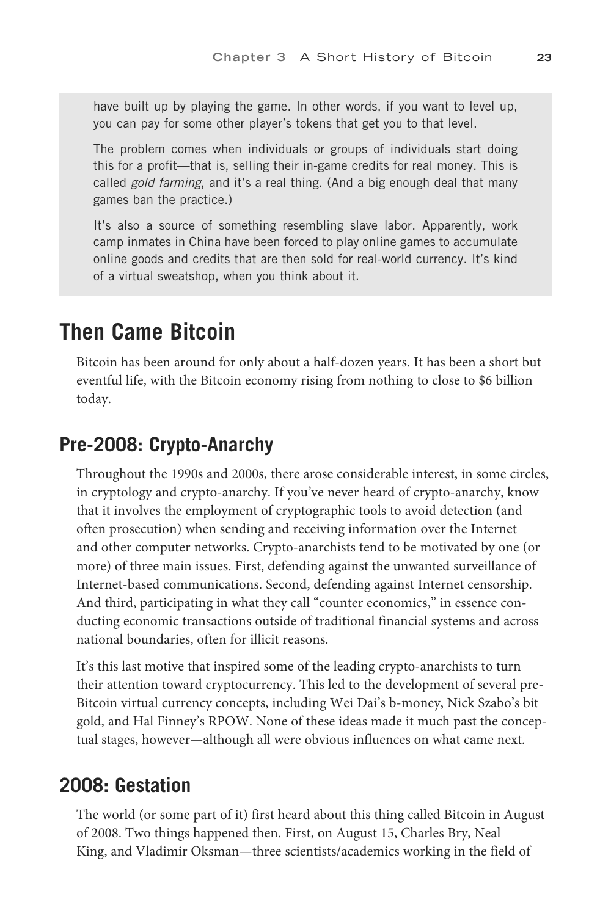have built up by playing the game. In other words, if you want to level up, you can pay for some other player's tokens that get you to that level.

The problem comes when individuals or groups of individuals start doing this for a profit—that is, selling their in-game credits for real money. This is called *gold farming*, and it's a real thing. (And a big enough deal that many games ban the practice.)

It's also a source of something resembling slave labor. Apparently, work camp inmates in China have been forced to play online games to accumulate online goods and credits that are then sold for real-world currency. It's kind of a virtual sweatshop, when you think about it.

## Then Came Bitcoin

Bitcoin has been around for only about a half-dozen years. It has been a short but eventful life, with the Bitcoin economy rising from nothing to close to $6 billion today.

### Pre-2008: Crypto-Anarchy

Throughout the 1990s and 2000s, there arose considerable interest, in some circles, in cryptology and crypto-anarchy. If you've never heard of crypto-anarchy, know that it involves the employment of cryptographic tools to avoid detection (and often prosecution) when sending and receiving information over the Internet and other computer networks. Crypto-anarchists tend to be motivated by one (or more) of three main issues. First, defending against the unwanted surveillance of Internet-based communications. Second, defending against Internet censorship. And third, participating in what they call "counter economics," in essence conducting economic transactions outside of traditional financial systems and across national boundaries, often for illicit reasons.

It's this last motive that inspired some of the leading crypto-anarchists to turn their attention toward cryptocurrency. This led to the development of several pre-Bitcoin virtual currency concepts, including Wei Dai's b-money, Nick Szabo's bit gold, and Hal Finney's RPOW. None of these ideas made it much past the conceptual stages, however—although all were obvious influences on what came next.

### 2008: Gestation

The world (or some part of it) first heard about this thing called Bitcoin in August of 2008. Two things happened then. First, on August 15, Charles Bry, Neal King, and Vladimir Oksman—three scientists/academics working in the field of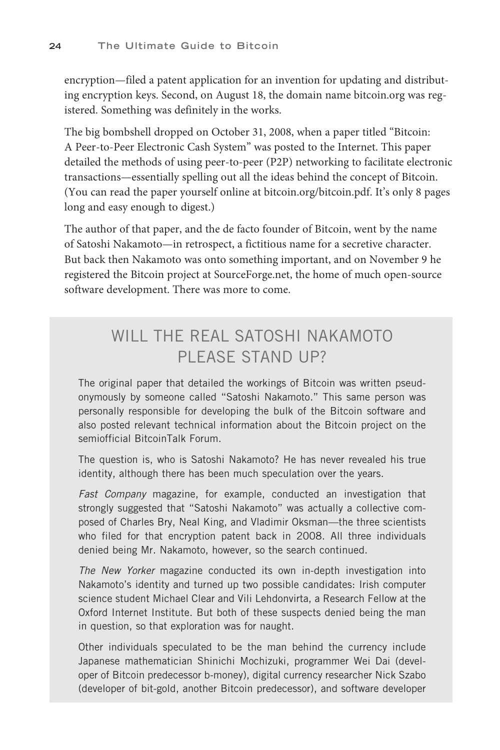encryption—filed a patent application for an invention for updating and distributing encryption keys. Second, on August 18, the domain name bitcoin.org was registered. Something was definitely in the works.

The big bombshell dropped on October 31, 2008, when a paper titled "Bitcoin: A Peer-to-Peer Electronic Cash System" was posted to the Internet. This paper detailed the methods of using peer-to-peer (P2P) networking to facilitate electronic transactions—essentially spelling out all the ideas behind the concept of Bitcoin. (You can read the paper yourself online at bitcoin.org/bitcoin.pdf. It's only 8 pages long and easy enough to digest.)

The author of that paper, and the de facto founder of Bitcoin, went by the name of Satoshi Nakamoto—in retrospect, a fictitious name for a secretive character. But back then Nakamoto was onto something important, and on November 9 he registered the Bitcoin project at SourceForge.net, the home of much open-source software development. There was more to come.

## WILL THE REAL SATOSHI NAKAMOTO PLEASE STAND UP?

The original paper that detailed the workings of Bitcoin was written pseudonymously by someone called "Satoshi Nakamoto." This same person was personally responsible for developing the bulk of the Bitcoin software and also posted relevant technical information about the Bitcoin project on the semiofficial BitcoinTalk Forum.

The question is, who is Satoshi Nakamoto? He has never revealed his true identity, although there has been much speculation over the years.

*Fast Company* magazine, for example, conducted an investigation that strongly suggested that "Satoshi Nakamoto" was actually a collective composed of Charles Bry, Neal King, and Vladimir Oksman—the three scientists who filed for that encryption patent back in 2008. All three individuals denied being Mr. Nakamoto, however, so the search continued.

*The New Yorker* magazine conducted its own in-depth investigation into Nakamoto's identity and turned up two possible candidates: Irish computer science student Michael Clear and Vili Lehdonvirta, a Research Fellow at the Oxford Internet Institute. But both of these suspects denied being the man in question, so that exploration was for naught.

Other individuals speculated to be the man behind the currency include Japanese mathematician Shinichi Mochizuki, programmer Wei Dai (developer of Bitcoin predecessor b-money), digital currency researcher Nick Szabo (developer of bit-gold, another Bitcoin predecessor), and software developer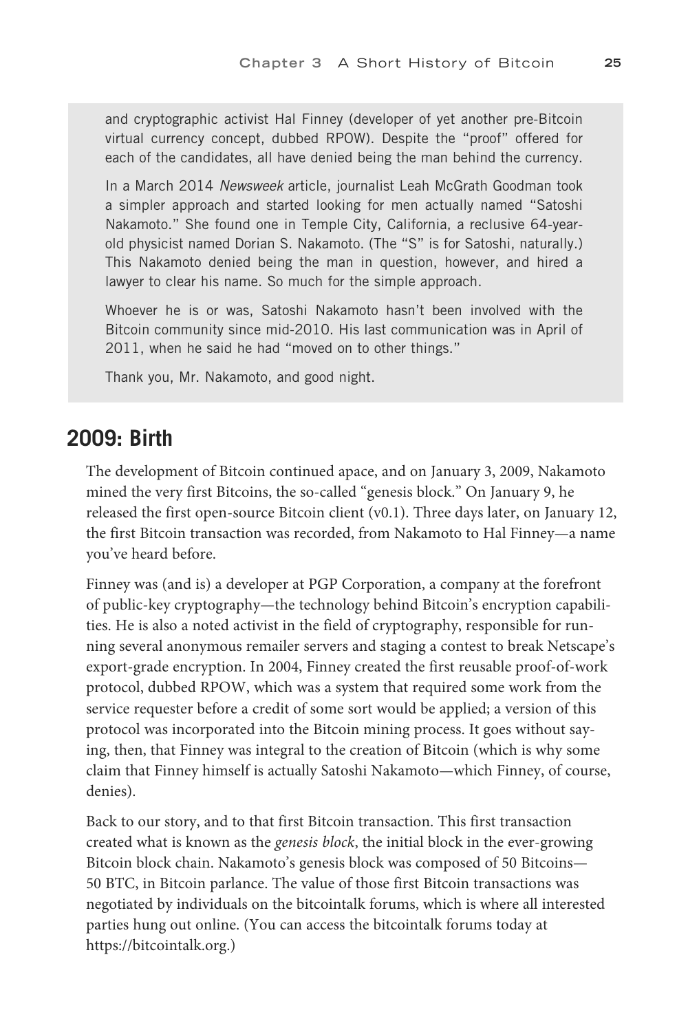and cryptographic activist Hal Finney (developer of yet another pre-Bitcoin virtual currency concept, dubbed RPOW). Despite the "proof" offered for each of the candidates, all have denied being the man behind the currency.

In a March 2014 *Newsweek* article, journalist Leah McGrath Goodman took a simpler approach and started looking for men actually named "Satoshi Nakamoto." She found one in Temple City, California, a reclusive 64-year-old physicist named Dorian S. Nakamoto. (The "S" is for Satoshi, naturally.) This Nakamoto denied being the man in question, however, and hired a lawyer to clear his name. So much for the simple approach.

Whoever he is or was, Satoshi Nakamoto hasn't been involved with the Bitcoin community since mid-2010. His last communication was in April of 2011, when he said he had "moved on to other things."

Thank you, Mr. Nakamoto, and good night.

## 2009: Birth

The development of Bitcoin continued apace, and on January 3, 2009, Nakamoto mined the very first Bitcoins, the so-called "genesis block." On January 9, he released the first open-source Bitcoin client (v0.1). Three days later, on January 12, the first Bitcoin transaction was recorded, from Nakamoto to Hal Finney—a name you've heard before.

Finney was (and is) a developer at PGP Corporation, a company at the forefront of public-key cryptography—the technology behind Bitcoin's encryption capabilities. He is also a noted activist in the field of cryptography, responsible for running several anonymous remailer servers and staging a contest to break Netscape's export-grade encryption. In 2004, Finney created the first reusable proof-of-work protocol, dubbed RPOW, which was a system that required some work from the service requester before a credit of some sort would be applied; a version of this protocol was incorporated into the Bitcoin mining process. It goes without saying, then, that Finney was integral to the creation of Bitcoin (which is why some claim that Finney himself is actually Satoshi Nakamoto—which Finney, of course, denies).

Back to our story, and to that first Bitcoin transaction. This first transaction created what is known as the *genesis block*, the initial block in the ever-growing Bitcoin block chain. Nakamoto's genesis block was composed of 50 Bitcoins—50 BTC, in Bitcoin parlance. The value of those first Bitcoin transactions was negotiated by individuals on the bitcointalk forums, which is where all interested parties hung out online. (You can access the bitcointalk forums today at https://bitcointalk.org.)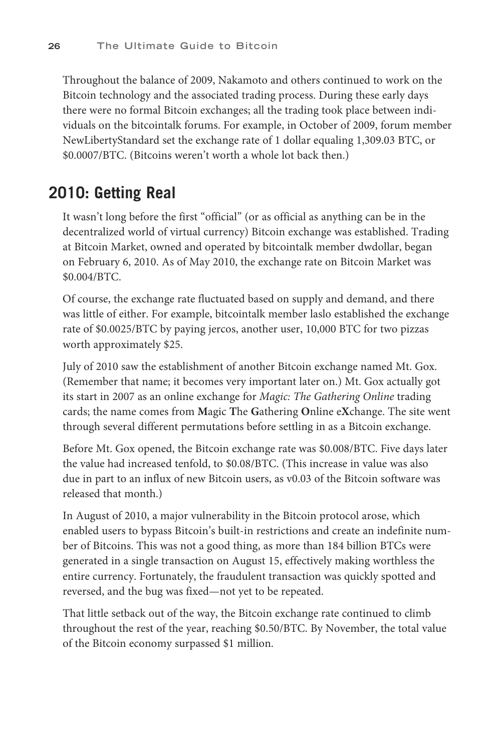Throughout the balance of 2009, Nakamoto and others continued to work on the Bitcoin technology and the associated trading process. During these early days there were no formal Bitcoin exchanges; all the trading took place between individuals on the bitcointalk forums. For example, in October of 2009, forum member NewLibertyStandard set the exchange rate of 1 dollar equaling 1,309.03 BTC, or $0.0007/BTC. (Bitcoins weren't worth a whole lot back then.)

## 2010: Getting Real

It wasn't long before the first "official" (or as official as anything can be in the decentralized world of virtual currency) Bitcoin exchange was established. Trading at Bitcoin Market, owned and operated by bitcointalk member dwdollar, began on February 6, 2010. As of May 2010, the exchange rate on Bitcoin Market was $0.004/BTC.

Of course, the exchange rate fluctuated based on supply and demand, and there was little of either. For example, bitcointalk member laslo established the exchange rate of $0.0025/BTC by paying jercos, another user, 10,000 BTC for two pizzas worth approximately $25.

July of 2010 saw the establishment of another Bitcoin exchange named Mt. Gox. (Remember that name; it becomes very important later on.) Mt. Gox actually got its start in 2007 as an online exchange for *Magic: The Gathering Online* trading cards; the name comes from **M**agic **T**he **G**athering **O**nline e**X**change. The site went through several different permutations before settling in as a Bitcoin exchange.

Before Mt. Gox opened, the Bitcoin exchange rate was $0.008/BTC. Five days later the value had increased tenfold, to $0.08/BTC. (This increase in value was also due in part to an influx of new Bitcoin users, as v0.03 of the Bitcoin software was released that month.)

In August of 2010, a major vulnerability in the Bitcoin protocol arose, which enabled users to bypass Bitcoin's built-in restrictions and create an indefinite number of Bitcoins. This was not a good thing, as more than 184 billion BTCs were generated in a single transaction on August 15, effectively making worthless the entire currency. Fortunately, the fraudulent transaction was quickly spotted and reversed, and the bug was fixed—not yet to be repeated.

That little setback out of the way, the Bitcoin exchange rate continued to climb throughout the rest of the year, reaching $0.50/BTC. By November, the total value of the Bitcoin economy surpassed $1 million.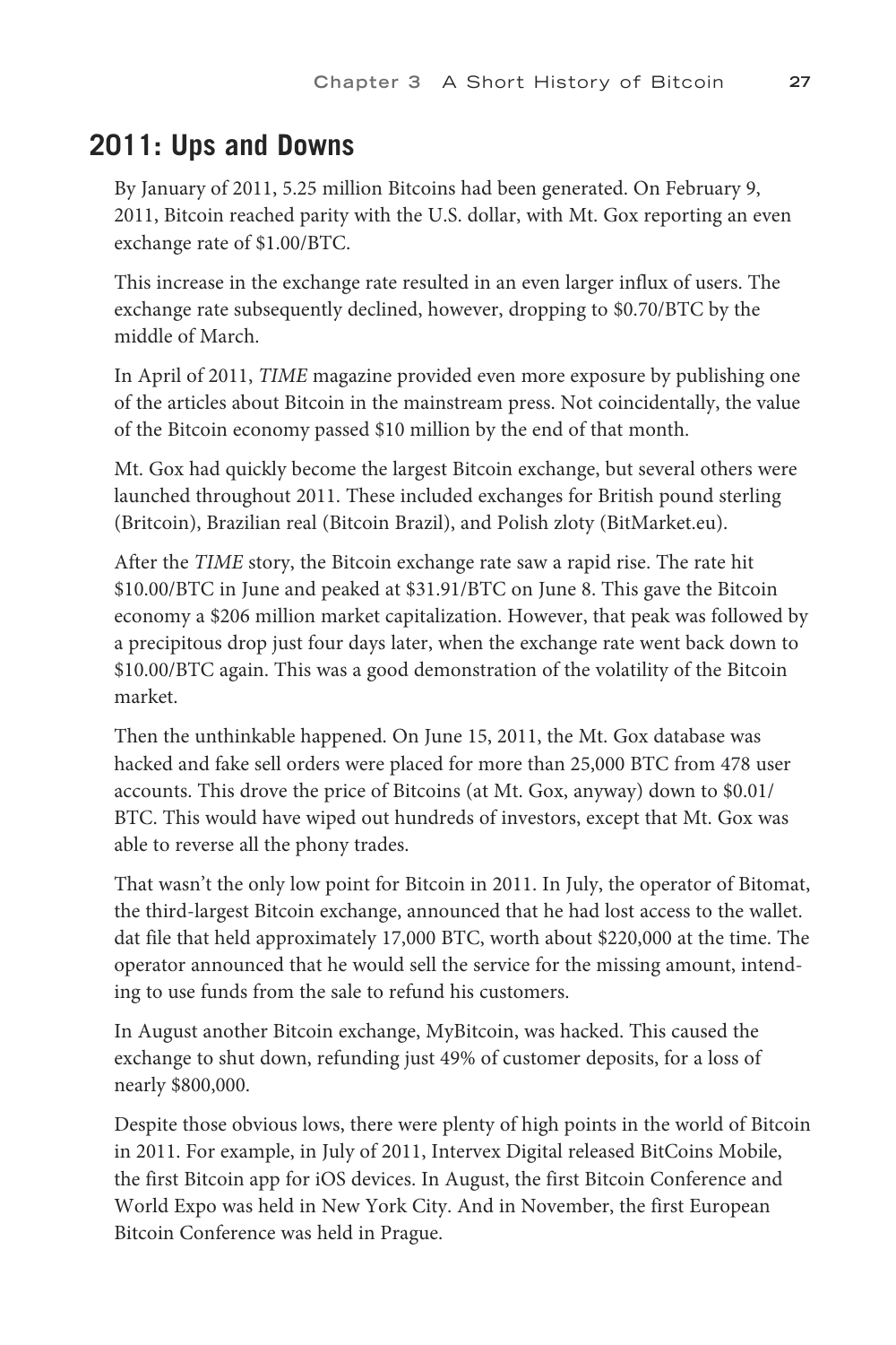## 2011: Ups and Downs

By January of 2011, 5.25 million Bitcoins had been generated. On February 9, 2011, Bitcoin reached parity with the U.S. dollar, with Mt. Gox reporting an even exchange rate of $1.00/BTC.

This increase in the exchange rate resulted in an even larger influx of users. The exchange rate subsequently declined, however, dropping to $0.70/BTC by the middle of March.

In April of 2011, *TIME* magazine provided even more exposure by publishing one of the articles about Bitcoin in the mainstream press. Not coincidentally, the value of the Bitcoin economy passed $10 million by the end of that month.

Mt. Gox had quickly become the largest Bitcoin exchange, but several others were launched throughout 2011. These included exchanges for British pound sterling (Britcoin), Brazilian real (Bitcoin Brazil), and Polish zloty (BitMarket.eu).

After the *TIME* story, the Bitcoin exchange rate saw a rapid rise. The rate hit $10.00/BTC in June and peaked at $31.91/BTC on June 8. This gave the Bitcoin economy a $206 million market capitalization. However, that peak was followed by a precipitous drop just four days later, when the exchange rate went back down to $10.00/BTC again. This was a good demonstration of the volatility of the Bitcoin market.

Then the unthinkable happened. On June 15, 2011, the Mt. Gox database was hacked and fake sell orders were placed for more than 25,000 BTC from 478 user accounts. This drove the price of Bitcoins (at Mt. Gox, anyway) down to $0.01/BTC. This would have wiped out hundreds of investors, except that Mt. Gox was able to reverse all the phony trades.

That wasn't the only low point for Bitcoin in 2011. In July, the operator of Bitomat, the third-largest Bitcoin exchange, announced that he had lost access to the wallet.dat file that held approximately 17,000 BTC, worth about $220,000 at the time. The operator announced that he would sell the service for the missing amount, intending to use funds from the sale to refund his customers.

In August another Bitcoin exchange, MyBitcoin, was hacked. This caused the exchange to shut down, refunding just 49% of customer deposits, for a loss of nearly $800,000.

Despite those obvious lows, there were plenty of high points in the world of Bitcoin in 2011. For example, in July of 2011, Intervex Digital released BitCoins Mobile, the first Bitcoin app for iOS devices. In August, the first Bitcoin Conference and World Expo was held in New York City. And in November, the first European Bitcoin Conference was held in Prague.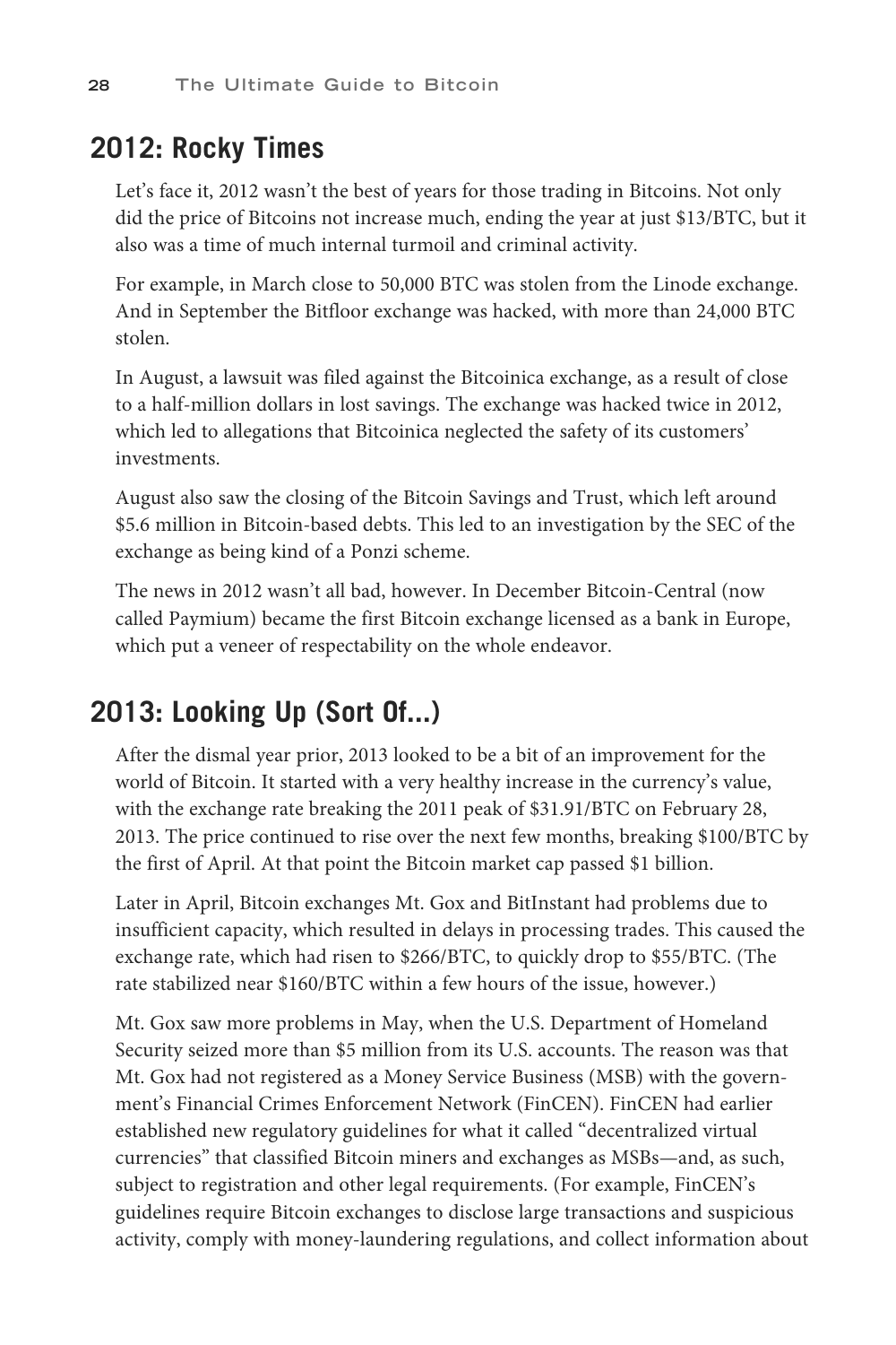## 2012: Rocky Times

Let's face it, 2012 wasn't the best of years for those trading in Bitcoins. Not only did the price of Bitcoins not increase much, ending the year at just $13/BTC, but it also was a time of much internal turmoil and criminal activity.

For example, in March close to 50,000 BTC was stolen from the Linode exchange. And in September the Bitfloor exchange was hacked, with more than 24,000 BTC stolen.

In August, a lawsuit was filed against the Bitcoinica exchange, as a result of close to a half-million dollars in lost savings. The exchange was hacked twice in 2012, which led to allegations that Bitcoinica neglected the safety of its customers' investments.

August also saw the closing of the Bitcoin Savings and Trust, which left around $5.6 million in Bitcoin-based debts. This led to an investigation by the SEC of the exchange as being kind of a Ponzi scheme.

The news in 2012 wasn't all bad, however. In December Bitcoin-Central (now called Paymium) became the first Bitcoin exchange licensed as a bank in Europe, which put a veneer of respectability on the whole endeavor.

## 2013: Looking Up (Sort Of...)

After the dismal year prior, 2013 looked to be a bit of an improvement for the world of Bitcoin. It started with a very healthy increase in the currency's value, with the exchange rate breaking the 2011 peak of $31.91/BTC on February 28, 2013. The price continued to rise over the next few months, breaking $100/BTC by the first of April. At that point the Bitcoin market cap passed $1 billion.

Later in April, Bitcoin exchanges Mt. Gox and BitInstant had problems due to insufficient capacity, which resulted in delays in processing trades. This caused the exchange rate, which had risen to $266/BTC, to quickly drop to $55/BTC. (The rate stabilized near $160/BTC within a few hours of the issue, however.)

Mt. Gox saw more problems in May, when the U.S. Department of Homeland Security seized more than $5 million from its U.S. accounts. The reason was that Mt. Gox had not registered as a Money Service Business (MSB) with the government's Financial Crimes Enforcement Network (FinCEN). FinCEN had earlier established new regulatory guidelines for what it called "decentralized virtual currencies" that classified Bitcoin miners and exchanges as MSBs—and, as such, subject to registration and other legal requirements. (For example, FinCEN's guidelines require Bitcoin exchanges to disclose large transactions and suspicious activity, comply with money-laundering regulations, and collect information about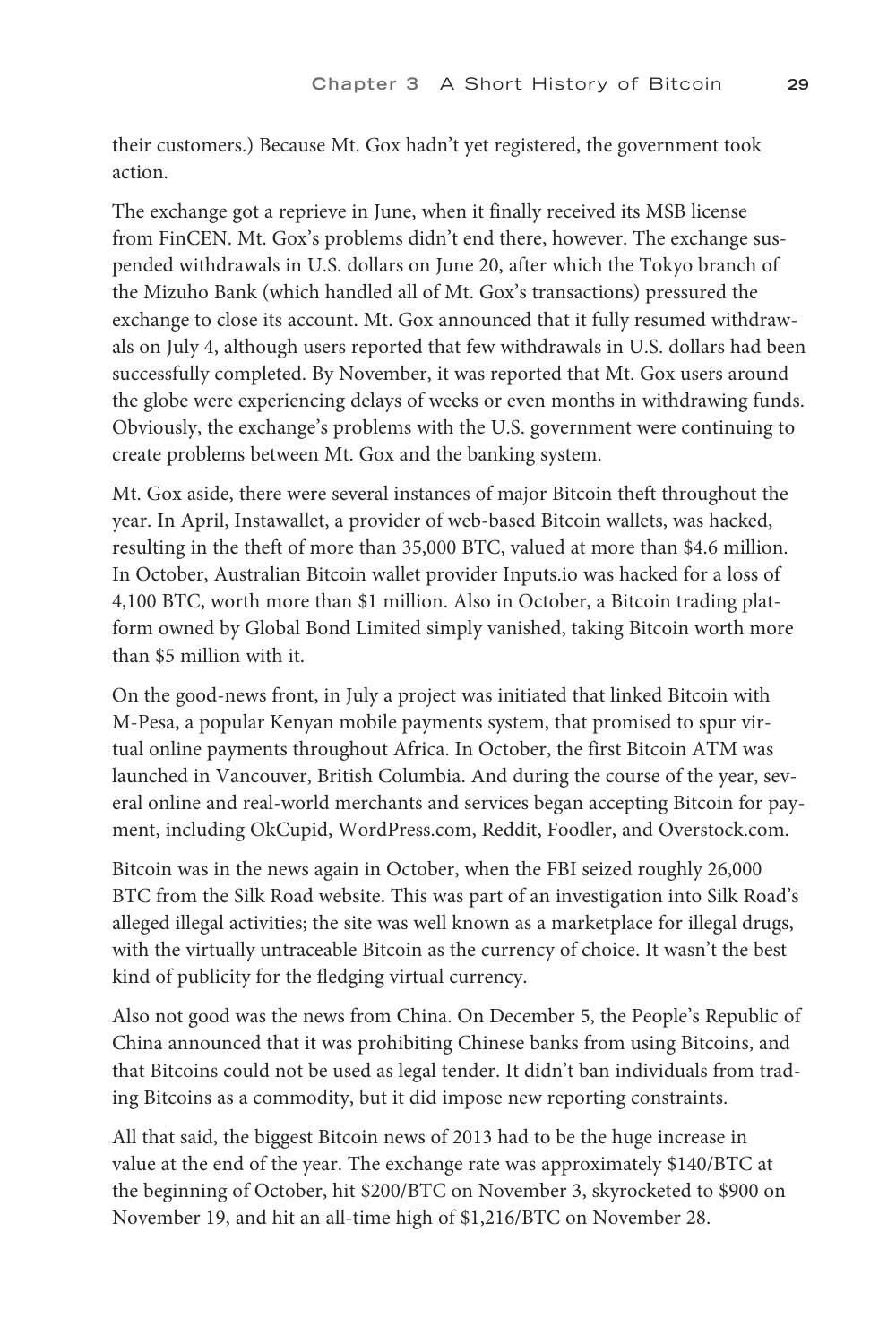their customers.) Because Mt. Gox hadn't yet registered, the government took action.

The exchange got a reprieve in June, when it finally received its MSB license from FinCEN. Mt. Gox's problems didn't end there, however. The exchange suspended withdrawals in U.S. dollars on June 20, after which the Tokyo branch of the Mizuho Bank (which handled all of Mt. Gox's transactions) pressured the exchange to close its account. Mt. Gox announced that it fully resumed withdrawals on July 4, although users reported that few withdrawals in U.S. dollars had been successfully completed. By November, it was reported that Mt. Gox users around the globe were experiencing delays of weeks or even months in withdrawing funds. Obviously, the exchange's problems with the U.S. government were continuing to create problems between Mt. Gox and the banking system.

Mt. Gox aside, there were several instances of major Bitcoin theft throughout the year. In April, Instawallet, a provider of web-based Bitcoin wallets, was hacked, resulting in the theft of more than 35,000 BTC, valued at more than $4.6 million. In October, Australian Bitcoin wallet provider Inputs.io was hacked for a loss of 4,100 BTC, worth more than $1 million. Also in October, a Bitcoin trading platform owned by Global Bond Limited simply vanished, taking Bitcoin worth more than $5 million with it.

On the good-news front, in July a project was initiated that linked Bitcoin with M-Pesa, a popular Kenyan mobile payments system, that promised to spur virtual online payments throughout Africa. In October, the first Bitcoin ATM was launched in Vancouver, British Columbia. And during the course of the year, several online and real-world merchants and services began accepting Bitcoin for payment, including OkCupid, WordPress.com, Reddit, Foodler, and Overstock.com.

Bitcoin was in the news again in October, when the FBI seized roughly 26,000 BTC from the Silk Road website. This was part of an investigation into Silk Road's alleged illegal activities; the site was well known as a marketplace for illegal drugs, with the virtually untraceable Bitcoin as the currency of choice. It wasn't the best kind of publicity for the fledging virtual currency.

Also not good was the news from China. On December 5, the People's Republic of China announced that it was prohibiting Chinese banks from using Bitcoins, and that Bitcoins could not be used as legal tender. It didn't ban individuals from trading Bitcoins as a commodity, but it did impose new reporting constraints.

All that said, the biggest Bitcoin news of 2013 had to be the huge increase in value at the end of the year. The exchange rate was approximately $140/BTC at the beginning of October, hit $200/BTC on November 3, skyrocketed to $900 on November 19, and hit an all-time high of $1,216/BTC on November 28.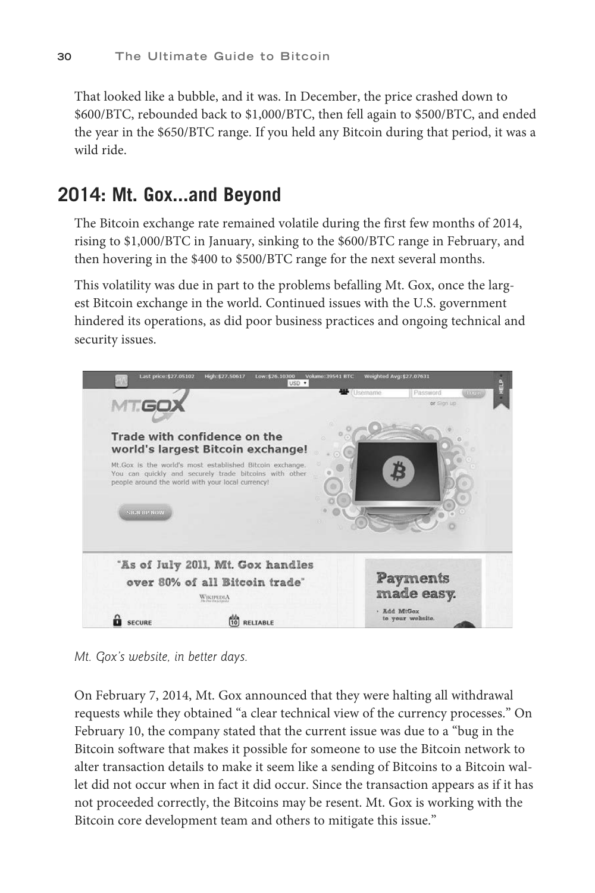That looked like a bubble, and it was. In December, the price crashed down to $600/BTC, rebounded back to $1,000/BTC, then fell again to $500/BTC, and ended the year in the $650/BTC range. If you held any Bitcoin during that period, it was a wild ride.

## 2014: Mt. Gox...and Beyond

The Bitcoin exchange rate remained volatile during the first few months of 2014, rising to $1,000/BTC in January, sinking to the $600/BTC range in February, and then hovering in the $400 to $500/BTC range for the next several months.

This volatility was due in part to the problems befalling Mt. Gox, once the largest Bitcoin exchange in the world. Continued issues with the U.S. government hindered its operations, as did poor business practices and ongoing technical and security issues.

*Mt. Gox's website, in better days.*

On February 7, 2014, Mt. Gox announced that they were halting all withdrawal requests while they obtained "a clear technical view of the currency processes." On February 10, the company stated that the current issue was due to a "bug in the Bitcoin software that makes it possible for someone to use the Bitcoin network to alter transaction details to make it seem like a sending of Bitcoins to a Bitcoin wallet did not occur when in fact it did occur. Since the transaction appears as if it has not proceeded correctly, the Bitcoins may be resent. Mt. Gox is working with the Bitcoin core development team and others to mitigate this issue."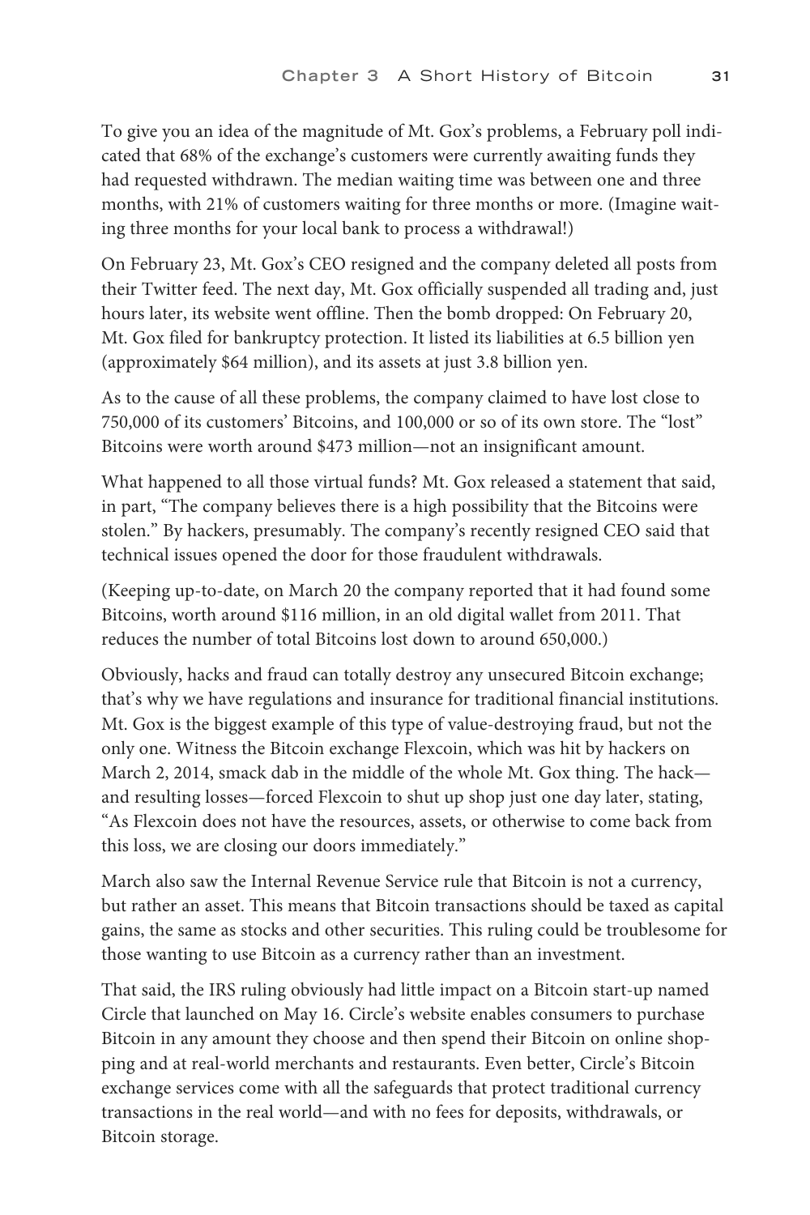To give you an idea of the magnitude of Mt. Gox's problems, a February poll indicated that 68% of the exchange's customers were currently awaiting funds they had requested withdrawn. The median waiting time was between one and three months, with 21% of customers waiting for three months or more. (Imagine waiting three months for your local bank to process a withdrawal!)

On February 23, Mt. Gox's CEO resigned and the company deleted all posts from their Twitter feed. The next day, Mt. Gox officially suspended all trading and, just hours later, its website went offline. Then the bomb dropped: On February 20, Mt. Gox filed for bankruptcy protection. It listed its liabilities at 6.5 billion yen (approximately $64 million), and its assets at just 3.8 billion yen.

As to the cause of all these problems, the company claimed to have lost close to 750,000 of its customers' Bitcoins, and 100,000 or so of its own store. The "lost" Bitcoins were worth around $473 million—not an insignificant amount.

What happened to all those virtual funds? Mt. Gox released a statement that said, in part, "The company believes there is a high possibility that the Bitcoins were stolen." By hackers, presumably. The company's recently resigned CEO said that technical issues opened the door for those fraudulent withdrawals.

(Keeping up-to-date, on March 20 the company reported that it had found some Bitcoins, worth around $116 million, in an old digital wallet from 2011. That reduces the number of total Bitcoins lost down to around 650,000.)

Obviously, hacks and fraud can totally destroy any unsecured Bitcoin exchange; that's why we have regulations and insurance for traditional financial institutions. Mt. Gox is the biggest example of this type of value-destroying fraud, but not the only one. Witness the Bitcoin exchange Flexcoin, which was hit by hackers on March 2, 2014, smack dab in the middle of the whole Mt. Gox thing. The hack—and resulting losses—forced Flexcoin to shut up shop just one day later, stating, "As Flexcoin does not have the resources, assets, or otherwise to come back from this loss, we are closing our doors immediately."

March also saw the Internal Revenue Service rule that Bitcoin is not a currency, but rather an asset. This means that Bitcoin transactions should be taxed as capital gains, the same as stocks and other securities. This ruling could be troublesome for those wanting to use Bitcoin as a currency rather than an investment.

That said, the IRS ruling obviously had little impact on a Bitcoin start-up named Circle that launched on May 16. Circle's website enables consumers to purchase Bitcoin in any amount they choose and then spend their Bitcoin on online shopping and at real-world merchants and restaurants. Even better, Circle's Bitcoin exchange services come with all the safeguards that protect traditional currency transactions in the real world—and with no fees for deposits, withdrawals, or Bitcoin storage.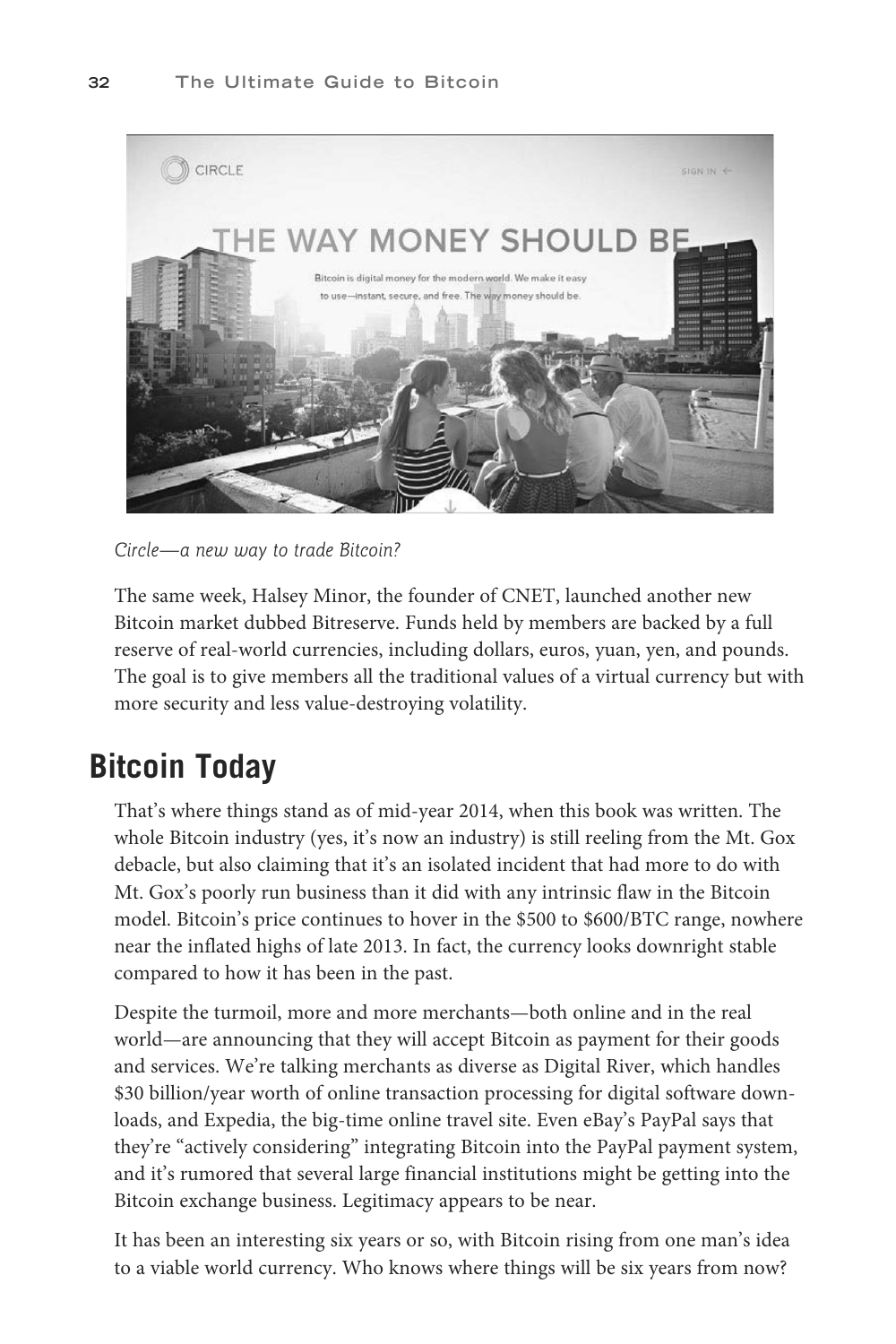*Circle—a new way to trade Bitcoin?*

The same week, Halsey Minor, the founder of CNET, launched another new Bitcoin market dubbed Bitreserve. Funds held by members are backed by a full reserve of real-world currencies, including dollars, euros, yuan, yen, and pounds. The goal is to give members all the traditional values of a virtual currency but with more security and less value-destroying volatility.

## Bitcoin Today

That's where things stand as of mid-year 2014, when this book was written. The whole Bitcoin industry (yes, it's now an industry) is still reeling from the Mt. Gox debacle, but also claiming that it's an isolated incident that had more to do with Mt. Gox's poorly run business than it did with any intrinsic flaw in the Bitcoin model. Bitcoin's price continues to hover in the $500 to $600/BTC range, nowhere near the inflated highs of late 2013. In fact, the currency looks downright stable compared to how it has been in the past.

Despite the turmoil, more and more merchants—both online and in the real world—are announcing that they will accept Bitcoin as payment for their goods and services. We're talking merchants as diverse as Digital River, which handles $30 billion/year worth of online transaction processing for digital software downloads, and Expedia, the big-time online travel site. Even eBay's PayPal says that they're "actively considering" integrating Bitcoin into the PayPal payment system, and it's rumored that several large financial institutions might be getting into the Bitcoin exchange business. Legitimacy appears to be near.

It has been an interesting six years or so, with Bitcoin rising from one man's idea to a viable world currency. Who knows where things will be six years from now?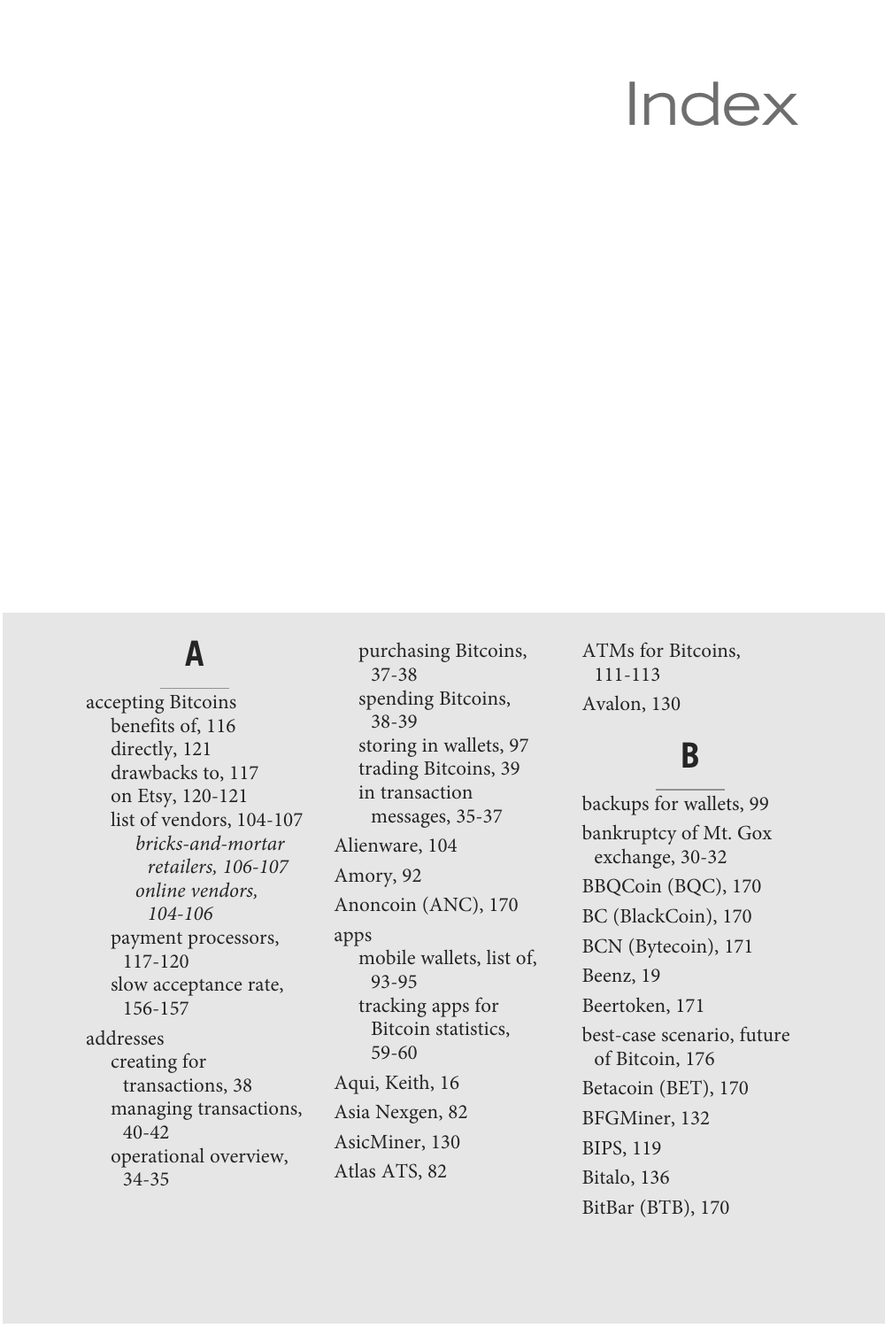# Index

## A

accepting Bitcoins
- benefits of, 116
- directly, 121
- drawbacks to, 117
- on Etsy, 120-121
- list of vendors, 104-107
  - *bricks-and-mortar retailers, 106-107*
  - *online vendors, 104-106*
- payment processors, 117-120
- slow acceptance rate, 156-157

addresses
- creating for transactions, 38
- managing transactions, 40-42
- operational overview, 34-35
- purchasing Bitcoins, 37-38
- spending Bitcoins, 38-39
- storing in wallets, 97
- trading Bitcoins, 39
- in transaction messages, 35-37

Alienware, 104

Amory, 92

Anoncoin (ANC), 170

apps
- mobile wallets, list of, 93-95
- tracking apps for Bitcoin statistics, 59-60

Aqui, Keith, 16

Asia Nexgen, 82

AsicMiner, 130

Atlas ATS, 82

ATMs for Bitcoins, 111-113

Avalon, 130

## B

backups for wallets, 99

bankruptcy of Mt. Gox exchange, 30-32

BBQCoin (BQC), 170

BC (BlackCoin), 170

BCN (Bytecoin), 171

Beenz, 19

Beertoken, 171

best-case scenario, future of Bitcoin, 176

Betacoin (BET), 170

BFGMiner, 132

BIPS, 119

Bitalo, 136

BitBar (BTB), 170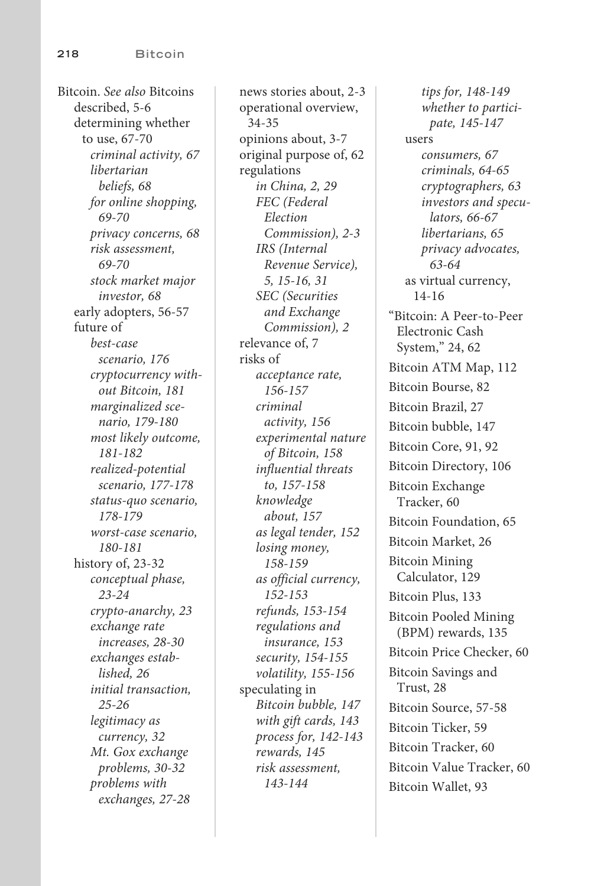Bitcoin. *See also* Bitcoins
- described, 5-6
- determining whether to use, 67-70
  - *criminal activity, 67*
  - *libertarian beliefs, 68*
  - *for online shopping, 69-70*
  - *privacy concerns, 68*
  - *risk assessment, 69-70*
  - *stock market major investor, 68*
- early adopters, 56-57
- future of
  - *best-case scenario, 176*
  - *cryptocurrency without Bitcoin, 181*
  - *marginalized scenario, 179-180*
  - *most likely outcome, 181-182*
  - *realized-potential scenario, 177-178*
  - *status-quo scenario, 178-179*
  - *worst-case scenario, 180-181*
- history of, 23-32
  - *conceptual phase, 23-24*
  - *crypto-anarchy, 23*
  - *exchange rate increases, 28-30*
  - *exchanges established, 26*
  - *initial transaction, 25-26*
  - *legitimacy as currency, 32*
  - *Mt. Gox exchange problems, 30-32*
  - *problems with exchanges, 27-28*
- news stories about, 2-3
- operational overview, 34-35
- opinions about, 3-7
- original purpose of, 62
- regulations
  - *in China, 2, 29*
  - *FEC (Federal Election Commission), 2-3*
  - *IRS (Internal Revenue Service), 5, 15-16, 31*
  - *SEC (Securities and Exchange Commission), 2*
- relevance of, 7
- risks of
  - *acceptance rate, 156-157*
  - *criminal activity, 156*
  - *experimental nature of Bitcoin, 158*
  - *influential threats to, 157-158*
  - *knowledge about, 157*
  - *as legal tender, 152*
  - *losing money, 158-159*
  - *as official currency, 152-153*
  - *refunds, 153-154*
  - *regulations and insurance, 153*
  - *security, 154-155*
  - *volatility, 155-156*
- speculating in
  - *Bitcoin bubble, 147*
  - *with gift cards, 143*
  - *process for, 142-143*
  - *rewards, 145*
  - *risk assessment, 143-144*
  - *tips for, 148-149*
  - *whether to participate, 145-147*
- users
  - *consumers, 67*
  - *criminals, 64-65*
  - *cryptographers, 63*
  - *investors and speculators, 66-67*
  - *libertarians, 65*
  - *privacy advocates, 63-64*
- as virtual currency, 14-16

"Bitcoin: A Peer-to-Peer Electronic Cash System," 24, 62

Bitcoin ATM Map, 112

Bitcoin Bourse, 82

Bitcoin Brazil, 27

Bitcoin bubble, 147

Bitcoin Core, 91, 92

Bitcoin Directory, 106

Bitcoin Exchange Tracker, 60

Bitcoin Foundation, 65

Bitcoin Market, 26

Bitcoin Mining Calculator, 129

Bitcoin Plus, 133

Bitcoin Pooled Mining (BPM) rewards, 135

Bitcoin Price Checker, 60

Bitcoin Savings and Trust, 28

Bitcoin Source, 57-58

Bitcoin Ticker, 59

Bitcoin Tracker, 60

Bitcoin Value Tracker, 60

Bitcoin Wallet, 93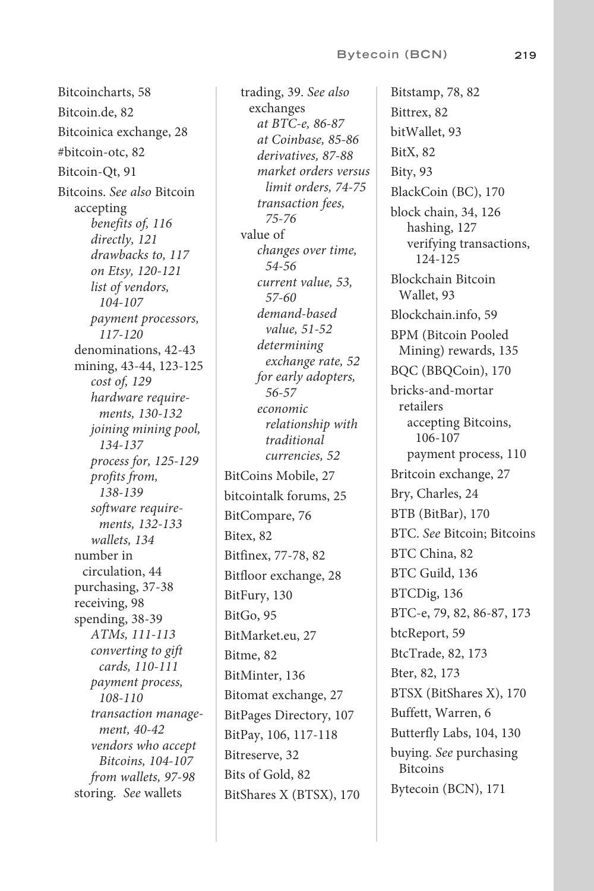Bitcoincharts, 58
Bitcoin.de, 82
Bitcoinica exchange, 28
#bitcoin-otc, 82
Bitcoin-Qt, 91
Bitcoins. *See also* Bitcoin
  accepting
    *benefits of, 116*
    *directly, 121*
    *drawbacks to, 117*
    *on Etsy, 120-121*
    *list of vendors, 104-107*
    *payment processors, 117-120*
  denominations, 42-43
  mining, 43-44, 123-125
    *cost of, 129*
    *hardware requirements, 130-132*
    *joining mining pool, 134-137*
    *process for, 125-129*
    *profits from, 138-139*
    *software requirements, 132-133*
    *wallets, 134*
  number in circulation, 44
  purchasing, 37-38
  receiving, 98
  spending, 38-39
    *ATMs, 111-113*
    *converting to gift cards, 110-111*
    *payment process, 108-110*
    *transaction management, 40-42*
    *vendors who accept Bitcoins, 104-107*
    *from wallets, 97-98*
  storing. *See* wallets
  trading, 39. *See also* exchanges
    *at BTC-e, 86-87*
    *at Coinbase, 85-86*
    *derivatives, 87-88*
    *market orders versus limit orders, 74-75*
    *transaction fees, 75-76*
  value of
    *changes over time, 54-56*
    *current value, 53, 57-60*
    *demand-based value, 51-52*
    *determining exchange rate, 52*
    *for early adopters, 56-57*
    *economic relationship with traditional currencies, 52*
BitCoins Mobile, 27
bitcointalk forums, 25
BitCompare, 76
Bitex, 82
Bitfinex, 77-78, 82
Bitfloor exchange, 28
BitFury, 130
BitGo, 95
BitMarket.eu, 27
Bitme, 82
BitMinter, 136
Bitomat exchange, 27
BitPages Directory, 107
BitPay, 106, 117-118
Bitreserve, 32
Bits of Gold, 82
BitShares X (BTSX), 170
Bitstamp, 78, 82
Bittrex, 82
bitWallet, 93
BitX, 82
Bity, 93
BlackCoin (BC), 170
block chain, 34, 126
  hashing, 127
  verifying transactions, 124-125
Blockchain Bitcoin Wallet, 93
Blockchain.info, 59
BPM (Bitcoin Pooled Mining) rewards, 135
BQC (BBQCoin), 170
bricks-and-mortar retailers
  accepting Bitcoins, 106-107
  payment process, 110
Britcoin exchange, 27
Bry, Charles, 24
BTB (BitBar), 170
BTC. *See* Bitcoin; Bitcoins
BTC China, 82
BTC Guild, 136
BTCDig, 136
BTC-e, 79, 82, 86-87, 173
btcReport, 59
BtcTrade, 82, 173
Bter, 82, 173
BTSX (BitShares X), 170
Buffett, Warren, 6
Butterfly Labs, 104, 130
buying. *See* purchasing Bitcoins
Bytecoin (BCN), 171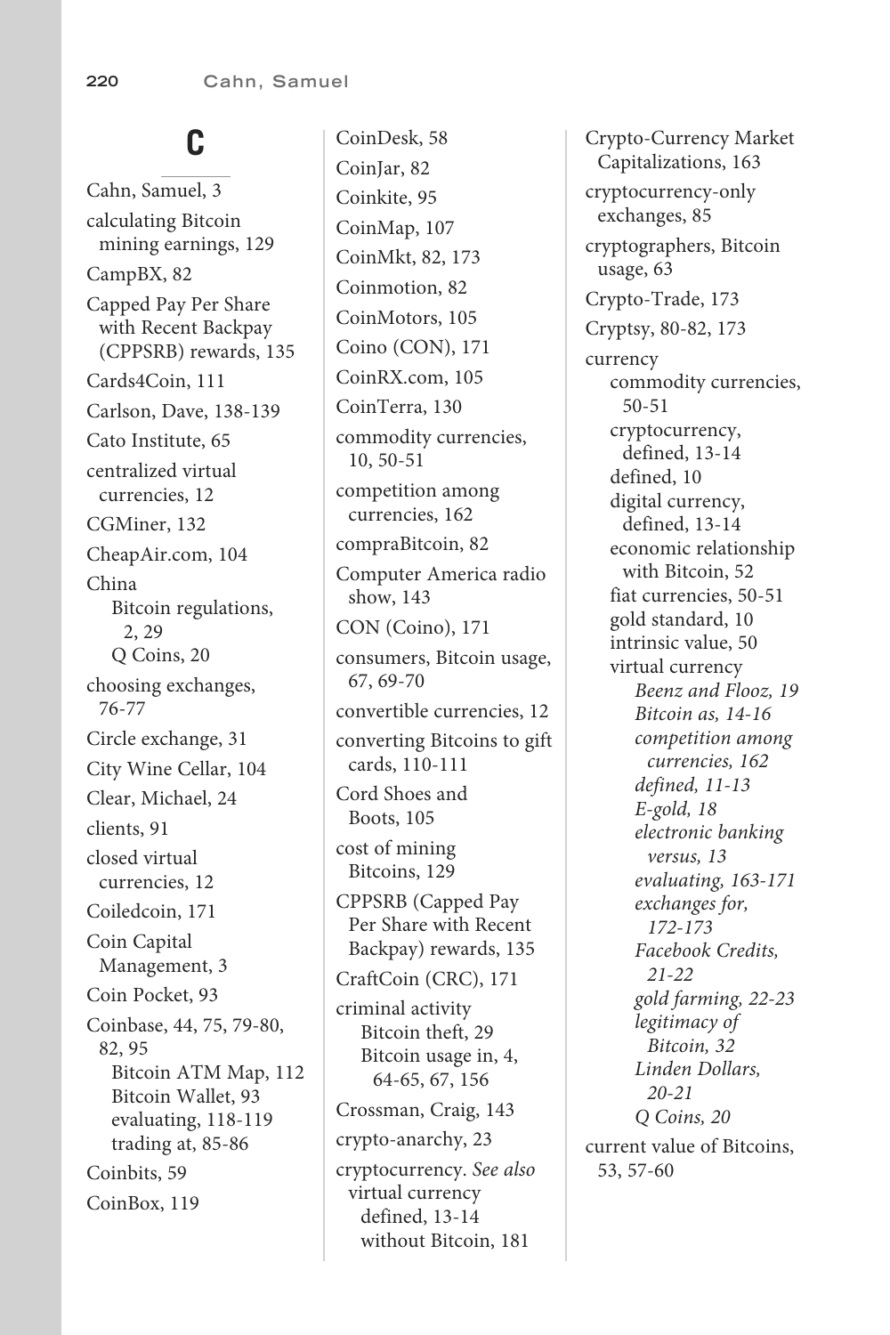# C

Cahn, Samuel, 3
calculating Bitcoin mining earnings, 129
CampBX, 82
Capped Pay Per Share with Recent Backpay (CPPSRB) rewards, 135
Cards4Coin, 111
Carlson, Dave, 138-139
Cato Institute, 65
centralized virtual currencies, 12
CGMiner, 132
CheapAir.com, 104
China
- Bitcoin regulations, 2, 29
- Q Coins, 20

choosing exchanges, 76-77
Circle exchange, 31
City Wine Cellar, 104
Clear, Michael, 24
clients, 91
closed virtual currencies, 12
Coiledcoin, 171
Coin Capital Management, 3
Coin Pocket, 93
Coinbase, 44, 75, 79-80, 82, 95
- Bitcoin ATM Map, 112
- Bitcoin Wallet, 93
- evaluating, 118-119
- trading at, 85-86

Coinbits, 59
CoinBox, 119
CoinDesk, 58
CoinJar, 82
Coinkite, 95
CoinMap, 107
CoinMkt, 82, 173
Coinmotion, 82
CoinMotors, 105
Coino (CON), 171
CoinRX.com, 105
CoinTerra, 130
commodity currencies, 10, 50-51
competition among currencies, 162
compraBitcoin, 82
Computer America radio show, 143
CON (Coino), 171
consumers, Bitcoin usage, 67, 69-70
convertible currencies, 12
converting Bitcoins to gift cards, 110-111
Cord Shoes and Boots, 105
cost of mining Bitcoins, 129
CPPSRB (Capped Pay Per Share with Recent Backpay) rewards, 135
CraftCoin (CRC), 171
criminal activity
- Bitcoin theft, 29
- Bitcoin usage in, 4, 64-65, 67, 156

Crossman, Craig, 143
crypto-anarchy, 23
cryptocurrency. *See also* virtual currency
- defined, 13-14
- without Bitcoin, 181

Crypto-Currency Market Capitalizations, 163
cryptocurrency-only exchanges, 85
cryptographers, Bitcoin usage, 63
Crypto-Trade, 173
Cryptsy, 80-82, 173
currency
- commodity currencies, 50-51
- cryptocurrency, defined, 13-14
- defined, 10
- digital currency, defined, 13-14
- economic relationship with Bitcoin, 52
- fiat currencies, 50-51
- gold standard, 10
- intrinsic value, 50
- virtual currency
  - *Beenz and Flooz, 19*
  - *Bitcoin as, 14-16*
  - *competition among currencies, 162*
  - *defined, 11-13*
  - *E-gold, 18*
  - *electronic banking versus, 13*
  - *evaluating, 163-171*
  - *exchanges for, 172-173*
  - *Facebook Credits, 21-22*
  - *gold farming, 22-23*
  - *legitimacy of Bitcoin, 32*
  - *Linden Dollars, 20-21*
  - *Q Coins, 20*

current value of Bitcoins, 53, 57-60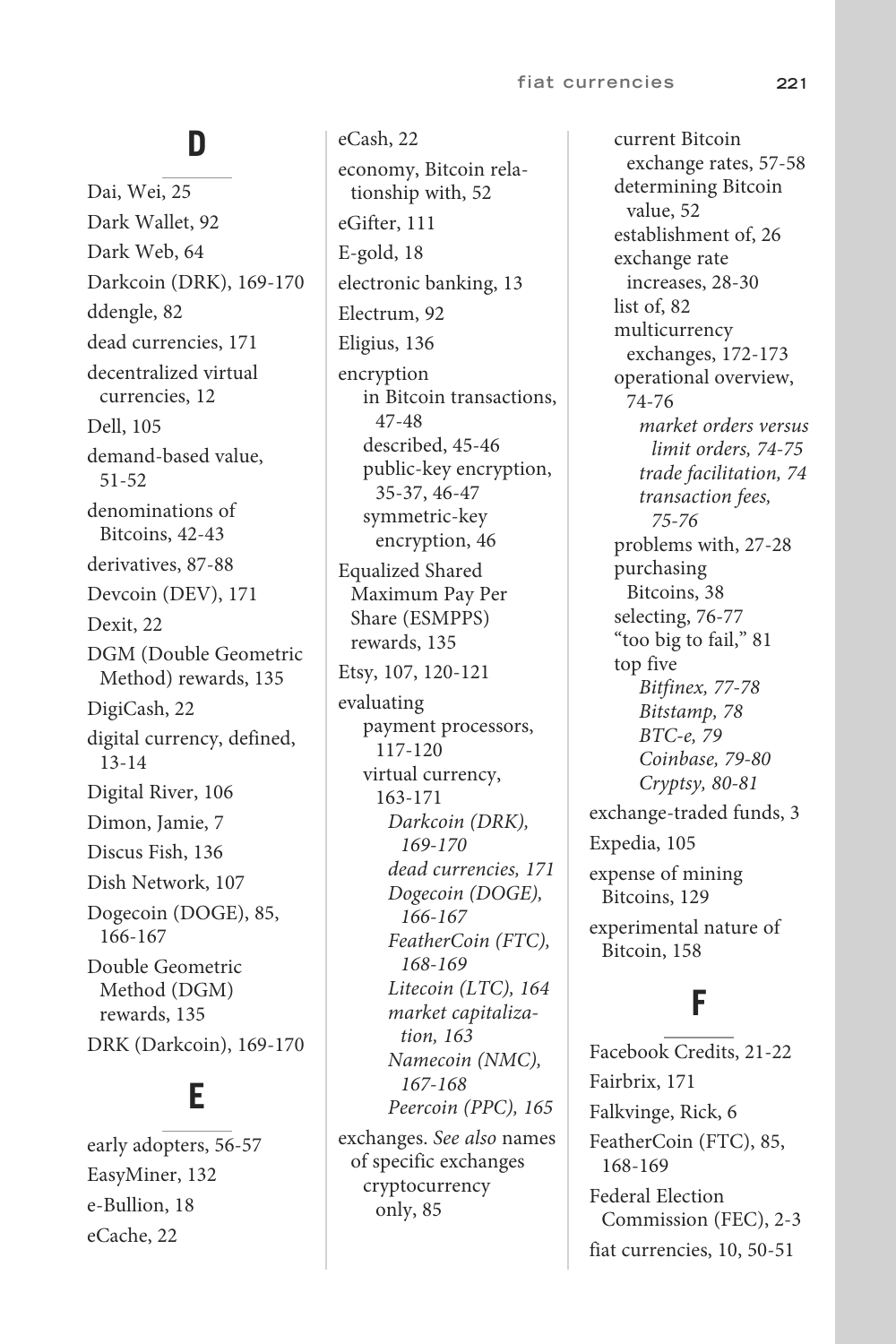## D

Dai, Wei, 25

Dark Wallet, 92

Dark Web, 64

Darkcoin (DRK), 169-170

ddengle, 82

dead currencies, 171

decentralized virtual currencies, 12

Dell, 105

demand-based value, 51-52

denominations of Bitcoins, 42-43

derivatives, 87-88

Devcoin (DEV), 171

Dexit, 22

DGM (Double Geometric Method) rewards, 135

DigiCash, 22

digital currency, defined, 13-14

Digital River, 106

Dimon, Jamie, 7

Discus Fish, 136

Dish Network, 107

Dogecoin (DOGE), 85, 166-167

Double Geometric Method (DGM) rewards, 135

DRK (Darkcoin), 169-170

## E

early adopters, 56-57

EasyMiner, 132

e-Bullion, 18

eCache, 22

eCash, 22

economy, Bitcoin relationship with, 52

eGifter, 111

E-gold, 18

electronic banking, 13

Electrum, 92

Eligius, 136

encryption
- in Bitcoin transactions, 47-48
- described, 45-46
- public-key encryption, 35-37, 46-47
- symmetric-key encryption, 46

Equalized Shared Maximum Pay Per Share (ESMPPS) rewards, 135

Etsy, 107, 120-121

evaluating
- payment processors, 117-120
- virtual currency, 163-171
  - *Darkcoin (DRK), 169-170*
  - *dead currencies, 171*
  - *Dogecoin (DOGE), 166-167*
  - *FeatherCoin (FTC), 168-169*
  - *Litecoin (LTC), 164*
  - *market capitalization, 163*
  - *Namecoin (NMC), 167-168*
  - *Peercoin (PPC), 165*

exchanges. *See also* names of specific exchanges
- cryptocurrency only, 85
- current Bitcoin exchange rates, 57-58
- determining Bitcoin value, 52
- establishment of, 26
- exchange rate increases, 28-30
- list of, 82
- multicurrency exchanges, 172-173
- operational overview, 74-76
  - *market orders versus limit orders, 74-75*
  - *trade facilitation, 74*
  - *transaction fees, 75-76*
- problems with, 27-28
- purchasing Bitcoins, 38
- selecting, 76-77
- "too big to fail," 81
- top five
  - *Bitfinex, 77-78*
  - *Bitstamp, 78*
  - *BTC-e, 79*
  - *Coinbase, 79-80*
  - *Cryptsy, 80-81*

exchange-traded funds, 3

Expedia, 105

expense of mining Bitcoins, 129

experimental nature of Bitcoin, 158

## F

Facebook Credits, 21-22

Fairbrix, 171

Falkvinge, Rick, 6

FeatherCoin (FTC), 85, 168-169

Federal Election Commission (FEC), 2-3

fiat currencies, 10, 50-51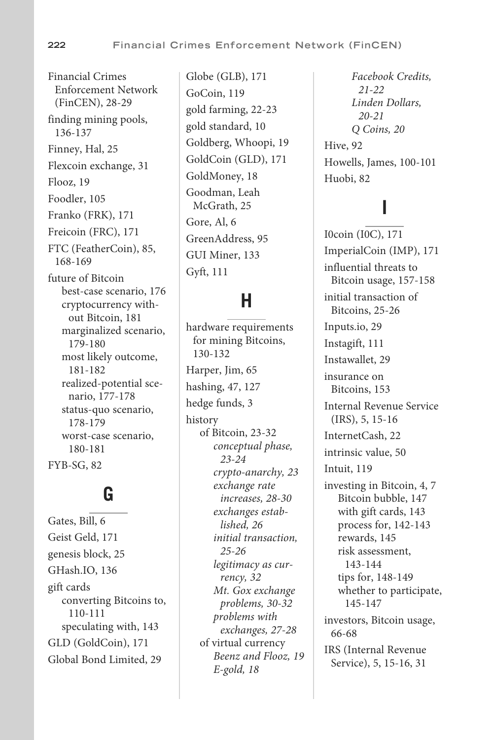Financial Crimes Enforcement Network (FinCEN), 28-29

finding mining pools, 136-137

Finney, Hal, 25

Flexcoin exchange, 31

Flooz, 19

Foodler, 105

Franko (FRK), 171

Freicoin (FRC), 171

FTC (FeatherCoin), 85, 168-169

future of Bitcoin
- best-case scenario, 176
- cryptocurrency without Bitcoin, 181
- marginalized scenario, 179-180
- most likely outcome, 181-182
- realized-potential scenario, 177-178
- status-quo scenario, 178-179
- worst-case scenario, 180-181

FYB-SG, 82

## G

Gates, Bill, 6

Geist Geld, 171

genesis block, 25

GHash.IO, 136

gift cards
- converting Bitcoins to, 110-111
- speculating with, 143

GLD (GoldCoin), 171

Global Bond Limited, 29

Globe (GLB), 171

GoCoin, 119

gold farming, 22-23

gold standard, 10

Goldberg, Whoopi, 19

GoldCoin (GLD), 171

GoldMoney, 18

Goodman, Leah McGrath, 25

Gore, Al, 6

GreenAddress, 95

GUI Miner, 133

Gyft, 111

## H

hardware requirements for mining Bitcoins, 130-132

Harper, Jim, 65

hashing, 47, 127

hedge funds, 3

history
- of Bitcoin, 23-32
  - *conceptual phase, 23-24*
  - *crypto-anarchy, 23*
  - *exchange rate increases, 28-30*
  - *exchanges established, 26*
  - *initial transaction, 25-26*
  - *legitimacy as currency, 32*
  - *Mt. Gox exchange problems, 30-32*
  - *problems with exchanges, 27-28*
- of virtual currency
  - *Beenz and Flooz, 19*
  - *E-gold, 18*
  - *Facebook Credits, 21-22*
  - *Linden Dollars, 20-21*
  - *Q Coins, 20*

Hive, 92

Howells, James, 100-101

Huobi, 82

## I

I0coin (I0C), 171

ImperialCoin (IMP), 171

influential threats to Bitcoin usage, 157-158

initial transaction of Bitcoins, 25-26

Inputs.io, 29

Instagift, 111

Instawallet, 29

insurance on Bitcoins, 153

Internal Revenue Service (IRS), 5, 15-16

InternetCash, 22

intrinsic value, 50

Intuit, 119

investing in Bitcoin, 4, 7
- Bitcoin bubble, 147
- with gift cards, 143
- process for, 142-143
- rewards, 145
- risk assessment, 143-144
- tips for, 148-149
- whether to participate, 145-147

investors, Bitcoin usage, 66-68

IRS (Internal Revenue Service), 5, 15-16, 31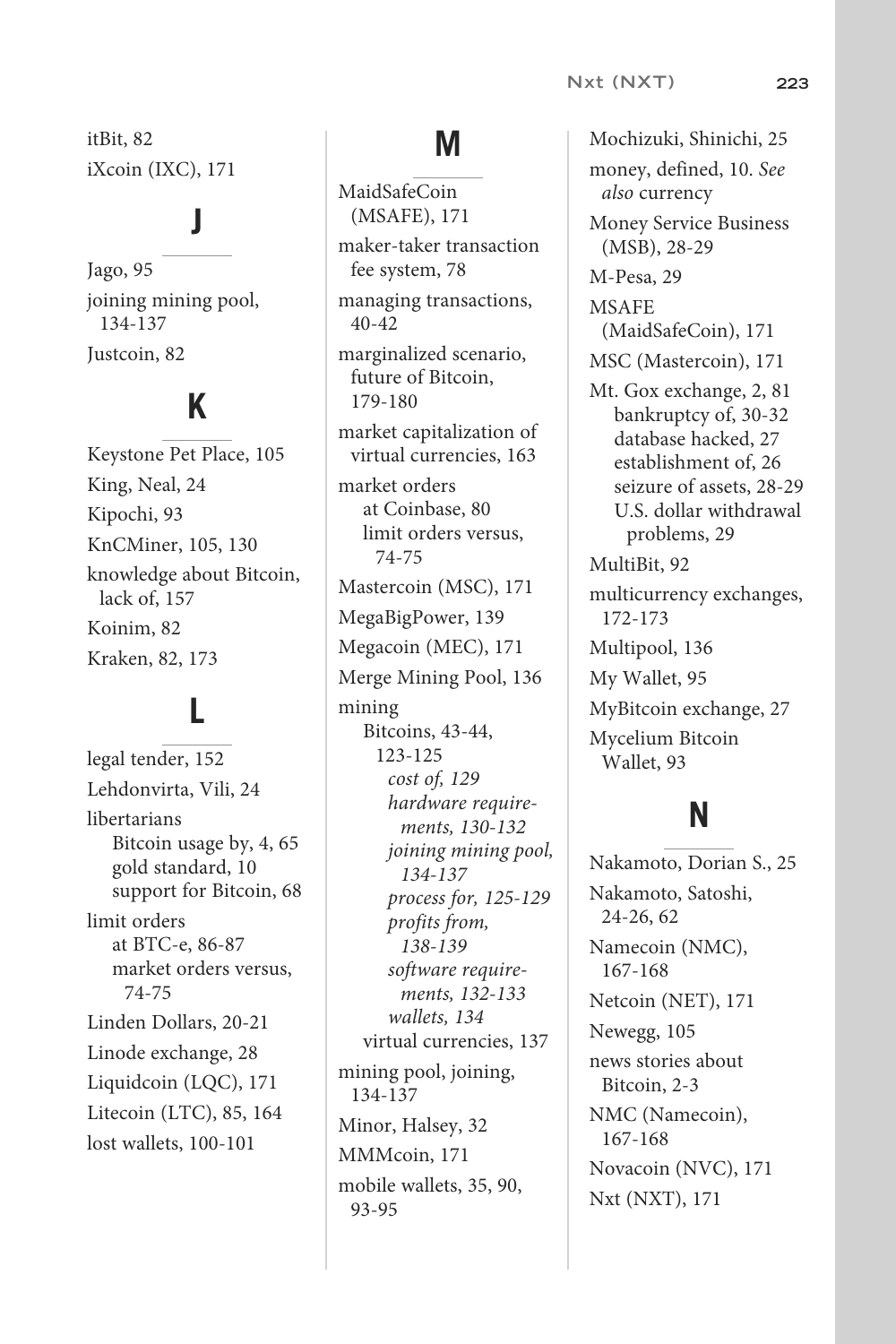itBit, 82
iXcoin (IXC), 171

## J

Jago, 95
joining mining pool, 134-137
Justcoin, 82

## K

Keystone Pet Place, 105
King, Neal, 24
Kipochi, 93
KnCMiner, 105, 130
knowledge about Bitcoin, lack of, 157
Koinim, 82
Kraken, 82, 173

## L

legal tender, 152
Lehdonvirta, Vili, 24
libertarians
- Bitcoin usage by, 4, 65
- gold standard, 10
- support for Bitcoin, 68

limit orders
- at BTC-e, 86-87
- market orders versus, 74-75

Linden Dollars, 20-21
Linode exchange, 28
Liquidcoin (LQC), 171
Litecoin (LTC), 85, 164
lost wallets, 100-101

## M

MaidSafeCoin (MSAFE), 171
maker-taker transaction fee system, 78
managing transactions, 40-42
marginalized scenario, future of Bitcoin, 179-180
market capitalization of virtual currencies, 163
market orders
- at Coinbase, 80
- limit orders versus, 74-75

Mastercoin (MSC), 171
MegaBigPower, 139
Megacoin (MEC), 171
Merge Mining Pool, 136
mining
- Bitcoins, 43-44, 123-125
  - *cost of, 129*
  - *hardware requirements, 130-132*
  - *joining mining pool, 134-137*
  - *process for, 125-129*
  - *profits from, 138-139*
  - *software requirements, 132-133*
  - *wallets, 134*
- virtual currencies, 137

mining pool, joining, 134-137
Minor, Halsey, 32
MMMcoin, 171
mobile wallets, 35, 90, 93-95
Mochizuki, Shinichi, 25
money, defined, 10. *See also* currency
Money Service Business (MSB), 28-29
M-Pesa, 29
MSAFE (MaidSafeCoin), 171
MSC (Mastercoin), 171
Mt. Gox exchange, 2, 81
- bankruptcy of, 30-32
- database hacked, 27
- establishment of, 26
- seizure of assets, 28-29
- U.S. dollar withdrawal problems, 29

MultiBit, 92
multicurrency exchanges, 172-173
Multipool, 136
My Wallet, 95
MyBitcoin exchange, 27
Mycelium Bitcoin Wallet, 93

## N

Nakamoto, Dorian S., 25
Nakamoto, Satoshi, 24-26, 62
Namecoin (NMC), 167-168
Netcoin (NET), 171
Newegg, 105
news stories about Bitcoin, 2-3
NMC (Namecoin), 167-168
Novacoin (NVC), 171
Nxt (NXT), 171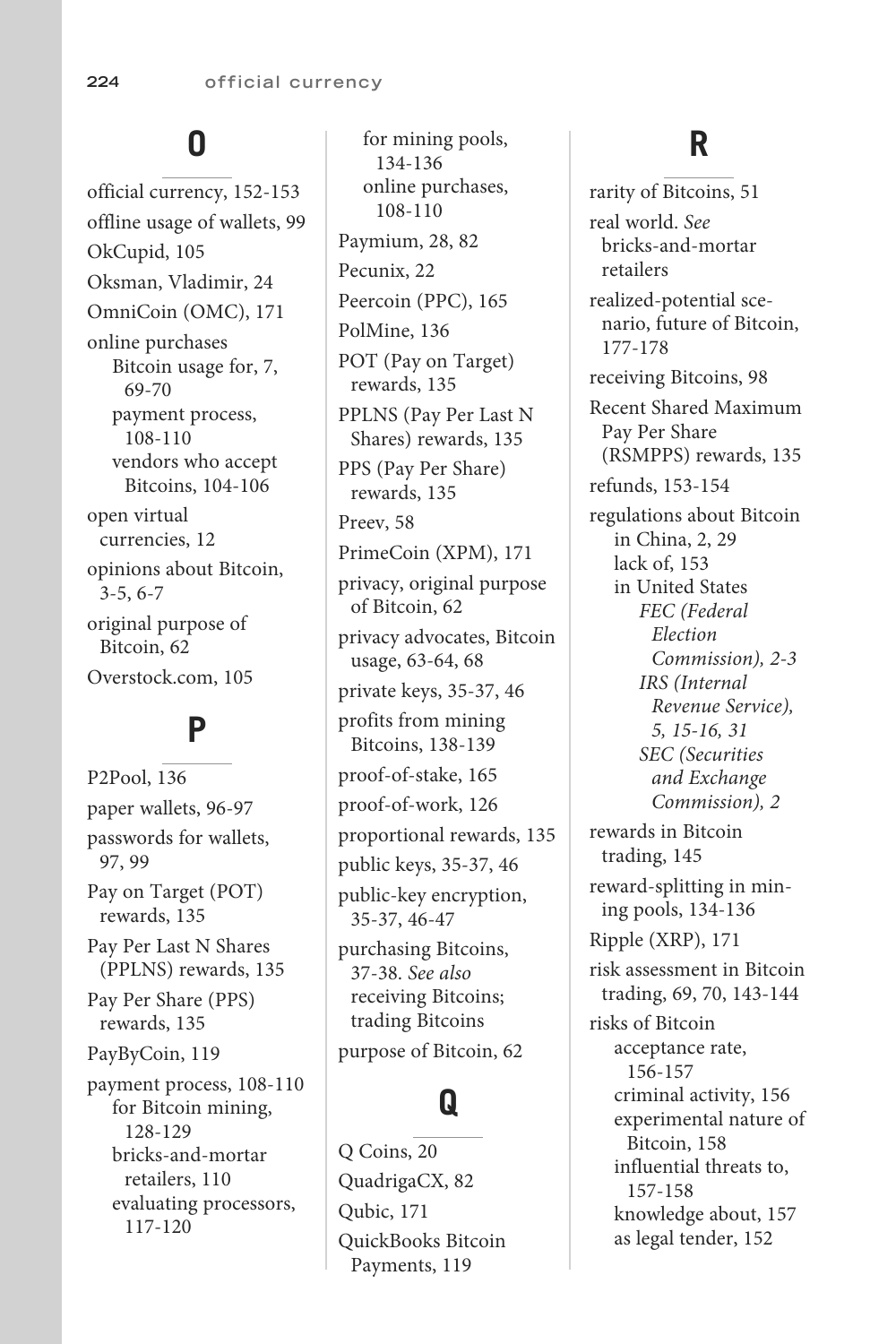## O

official currency, 152-153
offline usage of wallets, 99
OkCupid, 105
Oksman, Vladimir, 24
OmniCoin (OMC), 171
online purchases
  Bitcoin usage for, 7, 69-70
  payment process, 108-110
  vendors who accept Bitcoins, 104-106
open virtual currencies, 12
opinions about Bitcoin, 3-5, 6-7
original purpose of Bitcoin, 62
Overstock.com, 105

## P

P2Pool, 136
paper wallets, 96-97
passwords for wallets, 97, 99
Pay on Target (POT) rewards, 135
Pay Per Last N Shares (PPLNS) rewards, 135
Pay Per Share (PPS) rewards, 135
PayByCoin, 119
payment process, 108-110
  for Bitcoin mining, 128-129
  bricks-and-mortar retailers, 110
  evaluating processors, 117-120
  for mining pools, 134-136
  online purchases, 108-110
Paymium, 28, 82
Pecunix, 22
Peercoin (PPC), 165
PolMine, 136
POT (Pay on Target) rewards, 135
PPLNS (Pay Per Last N Shares) rewards, 135
PPS (Pay Per Share) rewards, 135
Preev, 58
PrimeCoin (XPM), 171
privacy, original purpose of Bitcoin, 62
privacy advocates, Bitcoin usage, 63-64, 68
private keys, 35-37, 46
profits from mining Bitcoins, 138-139
proof-of-stake, 165
proof-of-work, 126
proportional rewards, 135
public keys, 35-37, 46
public-key encryption, 35-37, 46-47
purchasing Bitcoins, 37-38. *See also* receiving Bitcoins; trading Bitcoins
purpose of Bitcoin, 62

## Q

Q Coins, 20
QuadrigaCX, 82
Qubic, 171
QuickBooks Bitcoin Payments, 119

## R

rarity of Bitcoins, 51
real world. *See* bricks-and-mortar retailers
realized-potential scenario, future of Bitcoin, 177-178
receiving Bitcoins, 98
Recent Shared Maximum Pay Per Share (RSMPPS) rewards, 135
refunds, 153-154
regulations about Bitcoin
  in China, 2, 29
  lack of, 153
  in United States
    *FEC (Federal Election Commission), 2-3*
    *IRS (Internal Revenue Service), 5, 15-16, 31*
    *SEC (Securities and Exchange Commission), 2*
rewards in Bitcoin trading, 145
reward-splitting in mining pools, 134-136
Ripple (XRP), 171
risk assessment in Bitcoin trading, 69, 70, 143-144
risks of Bitcoin
  acceptance rate, 156-157
  criminal activity, 156
  experimental nature of Bitcoin, 158
  influential threats to, 157-158
  knowledge about, 157
  as legal tender, 152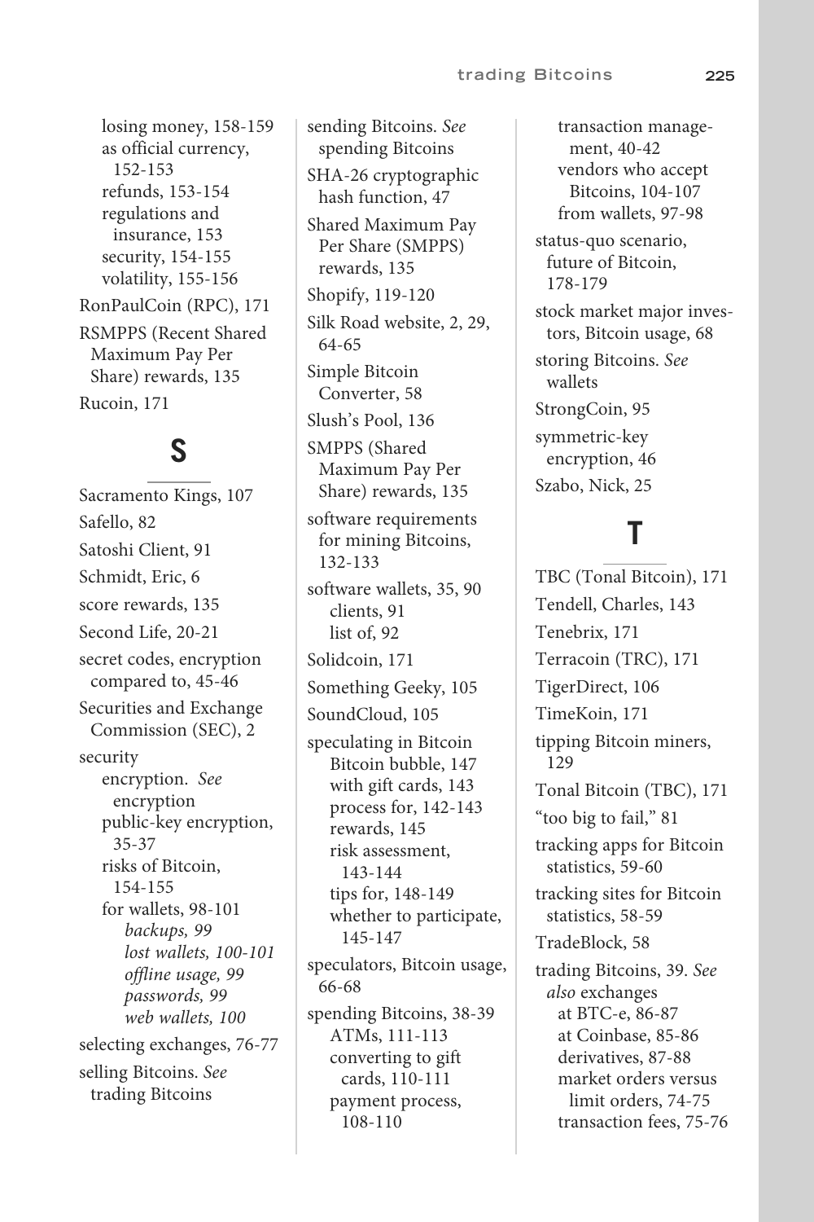losing money, 158-159
    as official currency, 152-153
    refunds, 153-154
    regulations and insurance, 153
    security, 154-155
    volatility, 155-156

RonPaulCoin (RPC), 171

RSMPPS (Recent Shared Maximum Pay Per Share) rewards, 135

Rucoin, 171

## S

Sacramento Kings, 107

Safello, 82

Satoshi Client, 91

Schmidt, Eric, 6

score rewards, 135

Second Life, 20-21

secret codes, encryption compared to, 45-46

Securities and Exchange Commission (SEC), 2

security
    encryption. *See* encryption
    public-key encryption, 35-37
    risks of Bitcoin, 154-155
    for wallets, 98-101
        *backups, 99*
        *lost wallets, 100-101*
        *offline usage, 99*
        *passwords, 99*
        *web wallets, 100*

selecting exchanges, 76-77

selling Bitcoins. *See* trading Bitcoins

sending Bitcoins. *See* spending Bitcoins

SHA-26 cryptographic hash function, 47

Shared Maximum Pay Per Share (SMPPS) rewards, 135

Shopify, 119-120

Silk Road website, 2, 29, 64-65

Simple Bitcoin Converter, 58

Slush's Pool, 136

SMPPS (Shared Maximum Pay Per Share) rewards, 135

software requirements for mining Bitcoins, 132-133

software wallets, 35, 90
    clients, 91
    list of, 92

Solidcoin, 171

Something Geeky, 105

SoundCloud, 105

speculating in Bitcoin
    Bitcoin bubble, 147
    with gift cards, 143
    process for, 142-143
    rewards, 145
    risk assessment, 143-144
    tips for, 148-149
    whether to participate, 145-147

speculators, Bitcoin usage, 66-68

spending Bitcoins, 38-39
    ATMs, 111-113
    converting to gift cards, 110-111
    payment process, 108-110
    transaction management, 40-42
    vendors who accept Bitcoins, 104-107
    from wallets, 97-98

status-quo scenario, future of Bitcoin, 178-179

stock market major investors, Bitcoin usage, 68

storing Bitcoins. *See* wallets

StrongCoin, 95

symmetric-key encryption, 46

Szabo, Nick, 25

## T

TBC (Tonal Bitcoin), 171

Tendell, Charles, 143

Tenebrix, 171

Terracoin (TRC), 171

TigerDirect, 106

TimeKoin, 171

tipping Bitcoin miners, 129

Tonal Bitcoin (TBC), 171

"too big to fail," 81

tracking apps for Bitcoin statistics, 59-60

tracking sites for Bitcoin statistics, 58-59

TradeBlock, 58

trading Bitcoins, 39. *See also* exchanges
    at BTC-e, 86-87
    at Coinbase, 85-86
    derivatives, 87-88
    market orders versus limit orders, 74-75
    transaction fees, 75-76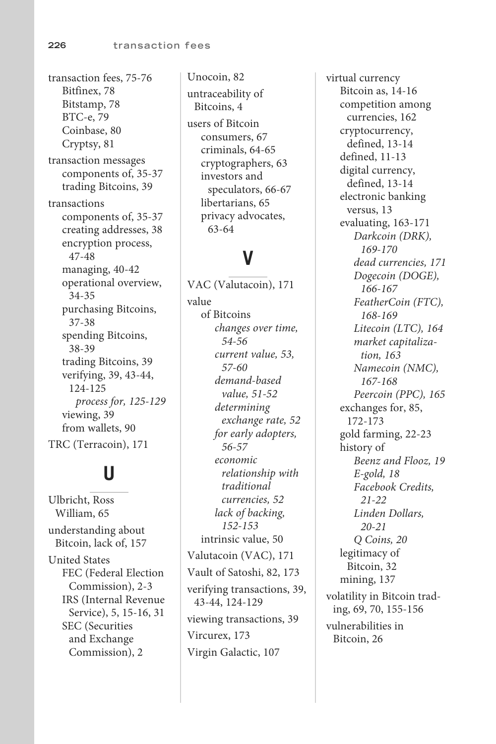transaction fees, 75-76
- Bitfinex, 78
- Bitstamp, 78
- BTC-e, 79
- Coinbase, 80
- Cryptsy, 81

transaction messages
- components of, 35-37
- trading Bitcoins, 39

transactions
- components of, 35-37
- creating addresses, 38
- encryption process, 47-48
- managing, 40-42
- operational overview, 34-35
- purchasing Bitcoins, 37-38
- spending Bitcoins, 38-39
- trading Bitcoins, 39
- verifying, 39, 43-44, 124-125
  - *process for, 125-129*
- viewing, 39
- from wallets, 90

TRC (Terracoin), 171

## U

Ulbricht, Ross William, 65

understanding about Bitcoin, lack of, 157

United States
- FEC (Federal Election Commission), 2-3
- IRS (Internal Revenue Service), 5, 15-16, 31
- SEC (Securities and Exchange Commission), 2

Unocoin, 82

untraceability of Bitcoins, 4

users of Bitcoin
- consumers, 67
- criminals, 64-65
- cryptographers, 63
- investors and speculators, 66-67
- libertarians, 65
- privacy advocates, 63-64

## V

VAC (Valutacoin), 171

value
- of Bitcoins
  - *changes over time, 54-56*
  - *current value, 53, 57-60*
  - *demand-based value, 51-52*
  - *determining exchange rate, 52*
  - *for early adopters, 56-57*
  - *economic relationship with traditional currencies, 52*
  - *lack of backing, 152-153*
- intrinsic value, 50

Valutacoin (VAC), 171

Vault of Satoshi, 82, 173

verifying transactions, 39, 43-44, 124-129

viewing transactions, 39

Vircurex, 173

Virgin Galactic, 107

virtual currency
- Bitcoin as, 14-16
- competition among currencies, 162
- cryptocurrency, defined, 13-14
- defined, 11-13
- digital currency, defined, 13-14
- electronic banking versus, 13
- evaluating, 163-171
  - *Darkcoin (DRK), 169-170*
  - *dead currencies, 171*
  - *Dogecoin (DOGE), 166-167*
  - *FeatherCoin (FTC), 168-169*
  - *Litecoin (LTC), 164*
  - *market capitalization, 163*
  - *Namecoin (NMC), 167-168*
  - *Peercoin (PPC), 165*
- exchanges for, 85, 172-173
- gold farming, 22-23
- history of
  - *Beenz and Flooz, 19*
  - *E-gold, 18*
  - *Facebook Credits, 21-22*
  - *Linden Dollars, 20-21*
  - *Q Coins, 20*
- legitimacy of Bitcoin, 32
- mining, 137

volatility in Bitcoin trading, 69, 70, 155-156

vulnerabilities in Bitcoin, 26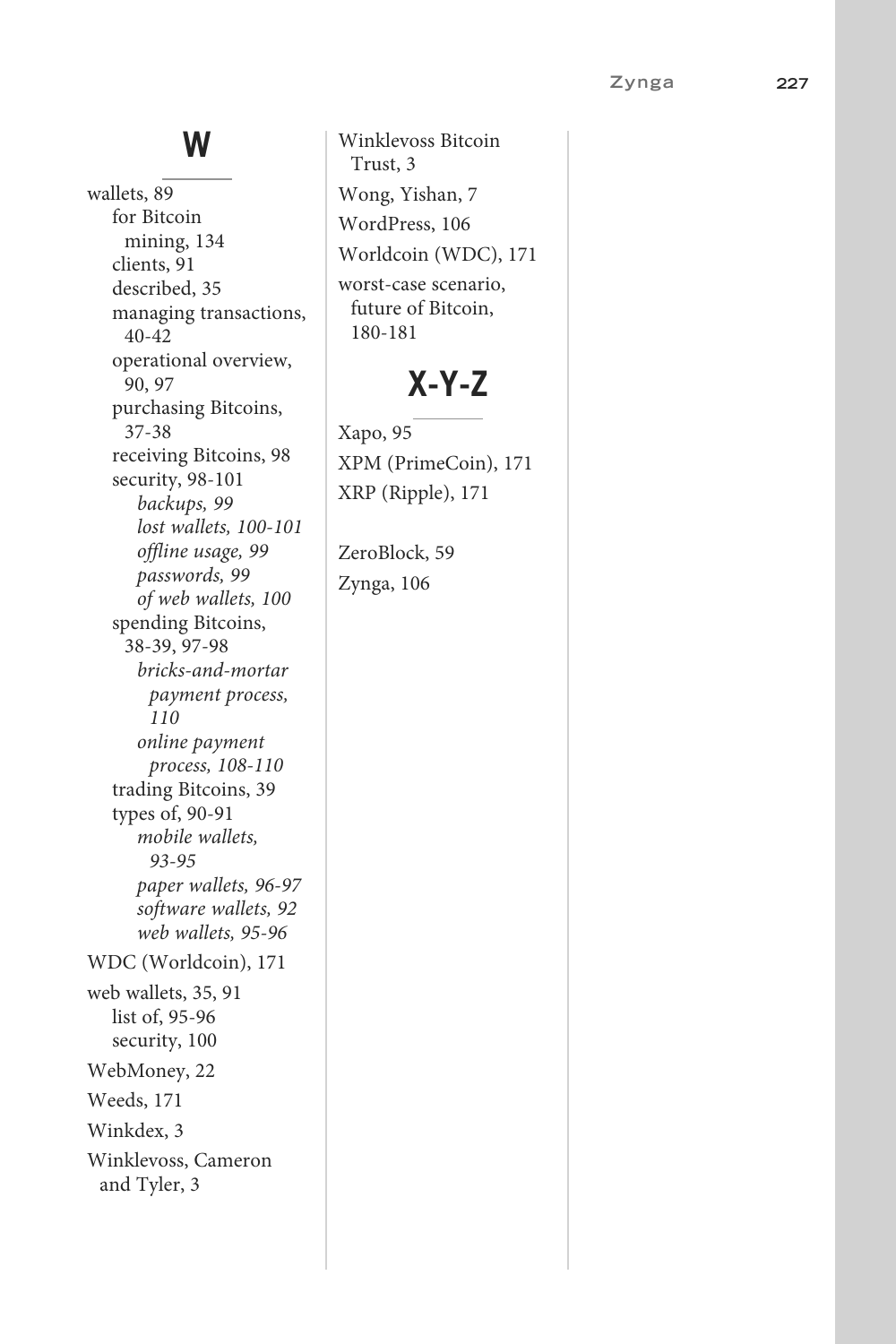## W

wallets, 89
- for Bitcoin mining, 134
- clients, 91
- described, 35
- managing transactions, 40-42
- operational overview, 90, 97
- purchasing Bitcoins, 37-38
- receiving Bitcoins, 98
- security, 98-101
  - *backups, 99*
  - *lost wallets, 100-101*
  - *offline usage, 99*
  - *passwords, 99*
  - *of web wallets, 100*
- spending Bitcoins, 38-39, 97-98
  - *bricks-and-mortar payment process, 110*
  - *online payment process, 108-110*
- trading Bitcoins, 39
- types of, 90-91
  - *mobile wallets, 93-95*
  - *paper wallets, 96-97*
  - *software wallets, 92*
  - *web wallets, 95-96*

WDC (Worldcoin), 171

web wallets, 35, 91
- list of, 95-96
- security, 100

WebMoney, 22

Weeds, 171

Winkdex, 3

Winklevoss, Cameron and Tyler, 3

Winklevoss Bitcoin Trust, 3

Wong, Yishan, 7

WordPress, 106

Worldcoin (WDC), 171

worst-case scenario, future of Bitcoin, 180-181

## X-Y-Z

Xapo, 95

XPM (PrimeCoin), 171

XRP (Ripple), 171

ZeroBlock, 59

Zynga, 106